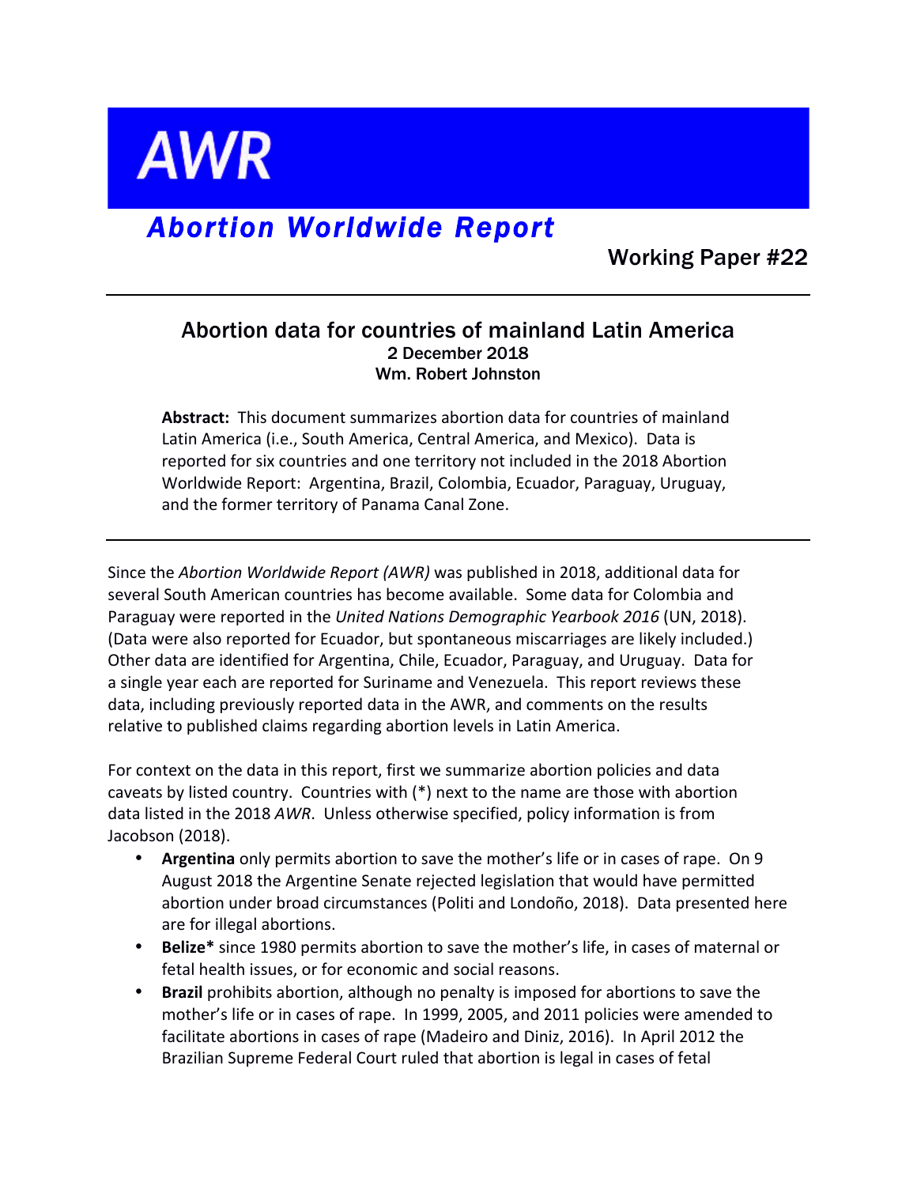# AWR

## *Abortion Worldwide Report*

Working Paper #22

---

### Abortion data for countries of mainland Latin America

**2 December 2018**
**Wm. Robert Johnston**

**Abstract:** This document summarizes abortion data for countries of mainland Latin America (i.e., South America, Central America, and Mexico). Data is reported for six countries and one territory not included in the 2018 Abortion Worldwide Report: Argentina, Brazil, Colombia, Ecuador, Paraguay, Uruguay, and the former territory of Panama Canal Zone.

---

Since the *Abortion Worldwide Report (AWR)* was published in 2018, additional data for several South American countries has become available. Some data for Colombia and Paraguay were reported in the *United Nations Demographic Yearbook 2016* (UN, 2018). (Data were also reported for Ecuador, but spontaneous miscarriages are likely included.) Other data are identified for Argentina, Chile, Ecuador, Paraguay, and Uruguay. Data for a single year each are reported for Suriname and Venezuela. This report reviews these data, including previously reported data in the AWR, and comments on the results relative to published claims regarding abortion levels in Latin America.

For context on the data in this report, first we summarize abortion policies and data caveats by listed country. Countries with (*) next to the name are those with abortion data listed in the 2018 *AWR*. Unless otherwise specified, policy information is from Jacobson (2018).

- **Argentina** only permits abortion to save the mother's life or in cases of rape. On 9 August 2018 the Argentine Senate rejected legislation that would have permitted abortion under broad circumstances (Politi and Londoño, 2018). Data presented here are for illegal abortions.
- **Belize*** since 1980 permits abortion to save the mother's life, in cases of maternal or fetal health issues, or for economic and social reasons.
- **Brazil** prohibits abortion, although no penalty is imposed for abortions to save the mother's life or in cases of rape. In 1999, 2005, and 2011 policies were amended to facilitate abortions in cases of rape (Madeiro and Diniz, 2016). In April 2012 the Brazilian Supreme Federal Court ruled that abortion is legal in cases of fetal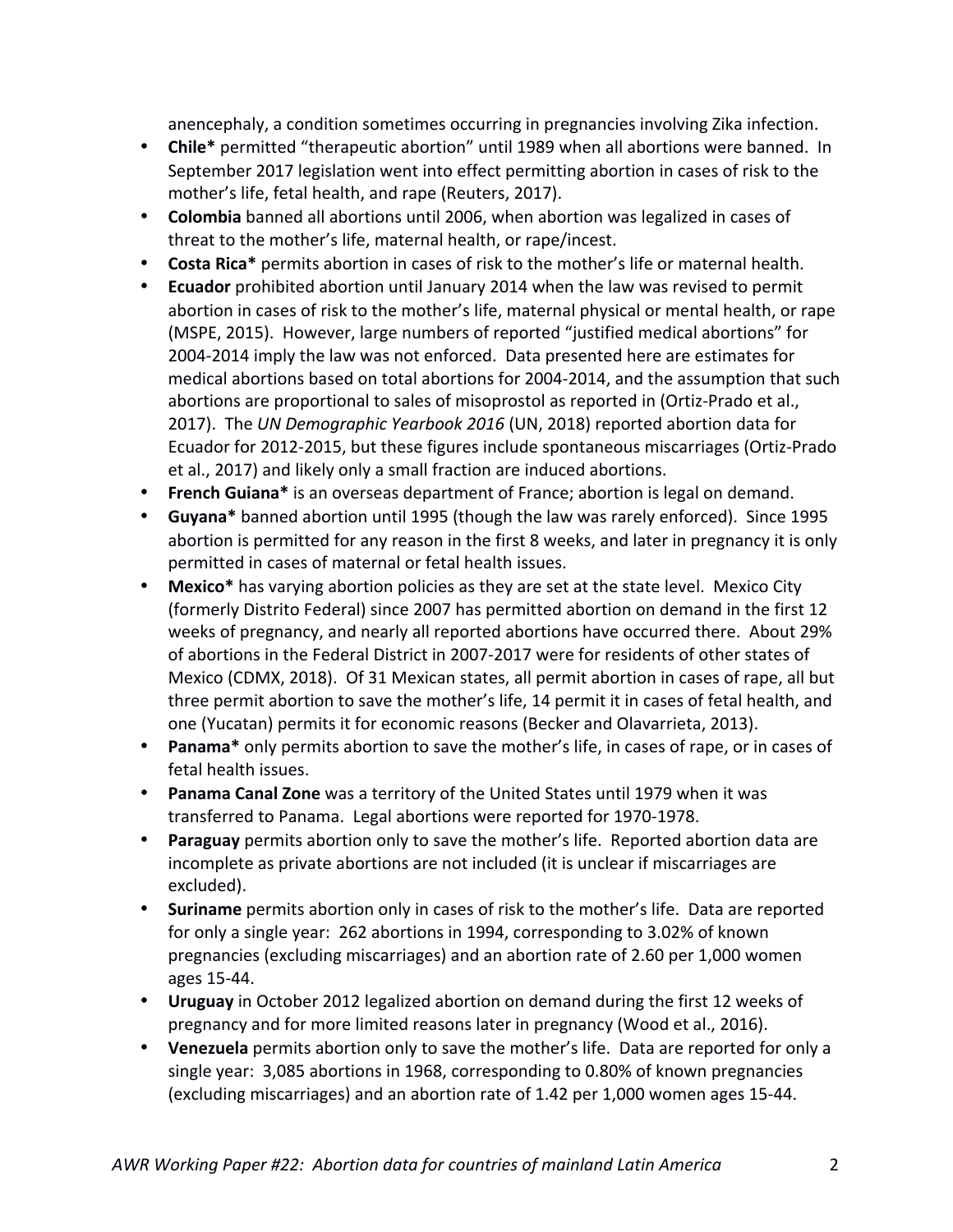anencephaly, a condition sometimes occurring in pregnancies involving Zika infection.

- **Chile*** permitted "therapeutic abortion" until 1989 when all abortions were banned. In September 2017 legislation went into effect permitting abortion in cases of risk to the mother's life, fetal health, and rape (Reuters, 2017).
- **Colombia** banned all abortions until 2006, when abortion was legalized in cases of threat to the mother's life, maternal health, or rape/incest.
- **Costa Rica*** permits abortion in cases of risk to the mother's life or maternal health.
- **Ecuador** prohibited abortion until January 2014 when the law was revised to permit abortion in cases of risk to the mother's life, maternal physical or mental health, or rape (MSPE, 2015). However, large numbers of reported "justified medical abortions" for 2004-2014 imply the law was not enforced. Data presented here are estimates for medical abortions based on total abortions for 2004-2014, and the assumption that such abortions are proportional to sales of misoprostol as reported in (Ortiz-Prado et al., 2017). The *UN Demographic Yearbook 2016* (UN, 2018) reported abortion data for Ecuador for 2012-2015, but these figures include spontaneous miscarriages (Ortiz-Prado et al., 2017) and likely only a small fraction are induced abortions.
- **French Guiana*** is an overseas department of France; abortion is legal on demand.
- **Guyana*** banned abortion until 1995 (though the law was rarely enforced). Since 1995 abortion is permitted for any reason in the first 8 weeks, and later in pregnancy it is only permitted in cases of maternal or fetal health issues.
- **Mexico*** has varying abortion policies as they are set at the state level. Mexico City (formerly Distrito Federal) since 2007 has permitted abortion on demand in the first 12 weeks of pregnancy, and nearly all reported abortions have occurred there. About 29% of abortions in the Federal District in 2007-2017 were for residents of other states of Mexico (CDMX, 2018). Of 31 Mexican states, all permit abortion in cases of rape, all but three permit abortion to save the mother's life, 14 permit it in cases of fetal health, and one (Yucatan) permits it for economic reasons (Becker and Olavarrieta, 2013).
- **Panama*** only permits abortion to save the mother's life, in cases of rape, or in cases of fetal health issues.
- **Panama Canal Zone** was a territory of the United States until 1979 when it was transferred to Panama. Legal abortions were reported for 1970-1978.
- **Paraguay** permits abortion only to save the mother's life. Reported abortion data are incomplete as private abortions are not included (it is unclear if miscarriages are excluded).
- **Suriname** permits abortion only in cases of risk to the mother's life. Data are reported for only a single year: 262 abortions in 1994, corresponding to 3.02% of known pregnancies (excluding miscarriages) and an abortion rate of 2.60 per 1,000 women ages 15-44.
- **Uruguay** in October 2012 legalized abortion on demand during the first 12 weeks of pregnancy and for more limited reasons later in pregnancy (Wood et al., 2016).
- **Venezuela** permits abortion only to save the mother's life. Data are reported for only a single year: 3,085 abortions in 1968, corresponding to 0.80% of known pregnancies (excluding miscarriages) and an abortion rate of 1.42 per 1,000 women ages 15-44.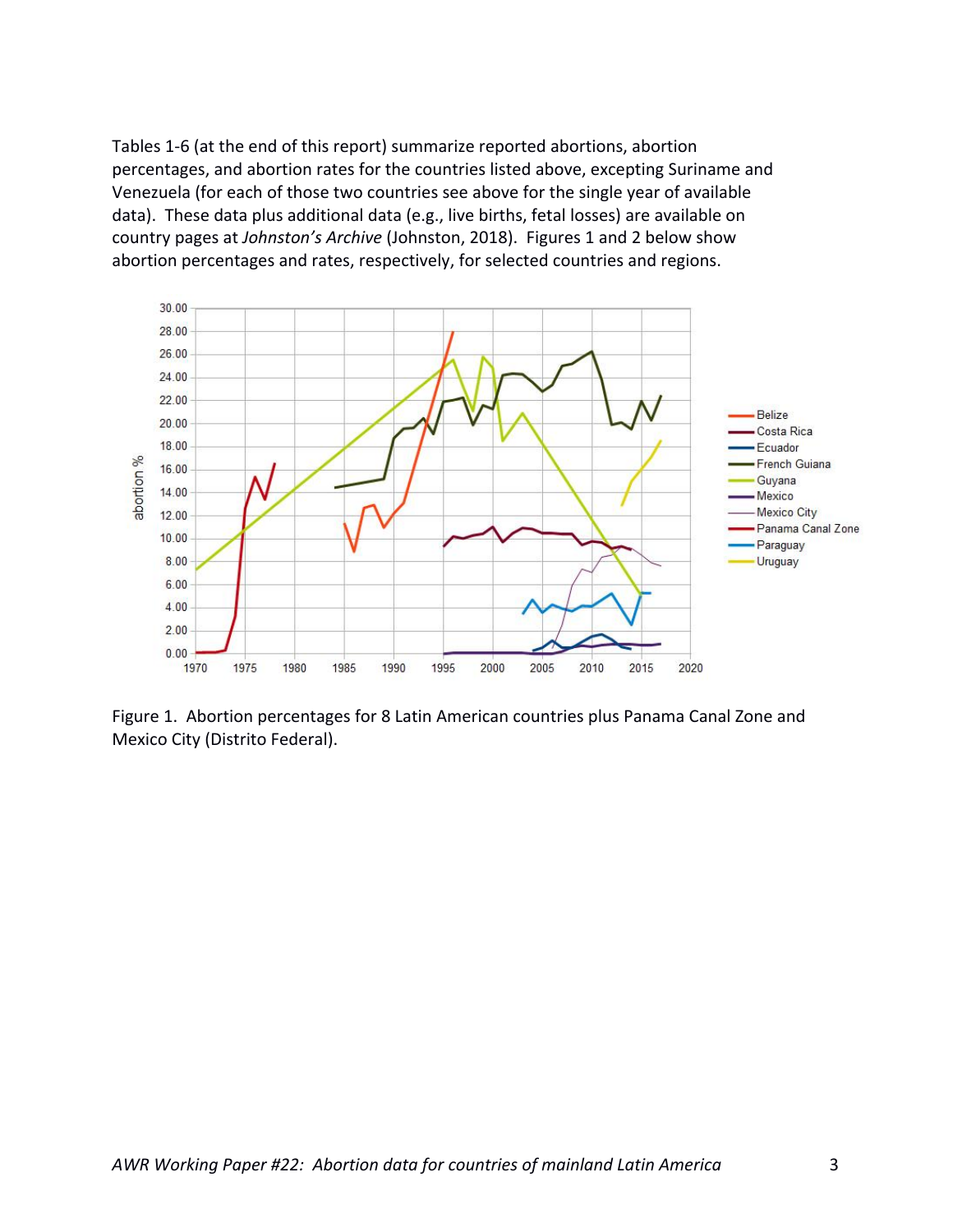Tables 1-6 (at the end of this report) summarize reported abortions, abortion percentages, and abortion rates for the countries listed above, excepting Suriname and Venezuela (for each of those two countries see above for the single year of available data). These data plus additional data (e.g., live births, fetal losses) are available on country pages at *Johnston's Archive* (Johnston, 2018). Figures 1 and 2 below show abortion percentages and rates, respectively, for selected countries and regions.

Figure 1. Abortion percentages for 8 Latin American countries plus Panama Canal Zone and Mexico City (Distrito Federal).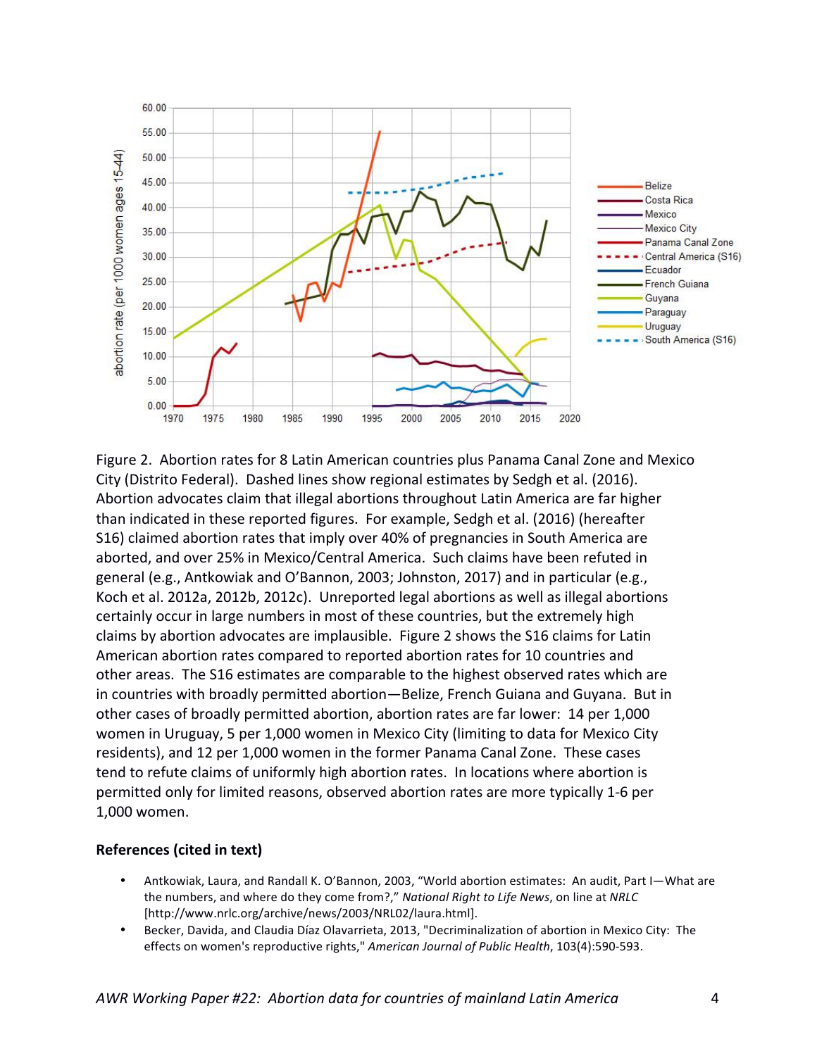Figure 2. Abortion rates for 8 Latin American countries plus Panama Canal Zone and Mexico City (Distrito Federal). Dashed lines show regional estimates by Sedgh et al. (2016). Abortion advocates claim that illegal abortions throughout Latin America are far higher than indicated in these reported figures. For example, Sedgh et al. (2016) (hereafter S16) claimed abortion rates that imply over 40% of pregnancies in South America are aborted, and over 25% in Mexico/Central America. Such claims have been refuted in general (e.g., Antkowiak and O'Bannon, 2003; Johnston, 2017) and in particular (e.g., Koch et al. 2012a, 2012b, 2012c). Unreported legal abortions as well as illegal abortions certainly occur in large numbers in most of these countries, but the extremely high claims by abortion advocates are implausible. Figure 2 shows the S16 claims for Latin American abortion rates compared to reported abortion rates for 10 countries and other areas. The S16 estimates are comparable to the highest observed rates which are in countries with broadly permitted abortion—Belize, French Guiana and Guyana. But in other cases of broadly permitted abortion, abortion rates are far lower: 14 per 1,000 women in Uruguay, 5 per 1,000 women in Mexico City (limiting to data for Mexico City residents), and 12 per 1,000 women in the former Panama Canal Zone. These cases tend to refute claims of uniformly high abortion rates. In locations where abortion is permitted only for limited reasons, observed abortion rates are more typically 1-6 per 1,000 women.

**References (cited in text)**

- Antkowiak, Laura, and Randall K. O'Bannon, 2003, "World abortion estimates: An audit, Part I—What are the numbers, and where do they come from?," *National Right to Life News*, on line at *NRLC* [http://www.nrlc.org/archive/news/2003/NRL02/laura.html].
- Becker, Davida, and Claudia Díaz Olavarrieta, 2013, "Decriminalization of abortion in Mexico City: The effects on women's reproductive rights," *American Journal of Public Health*, 103(4):590-593.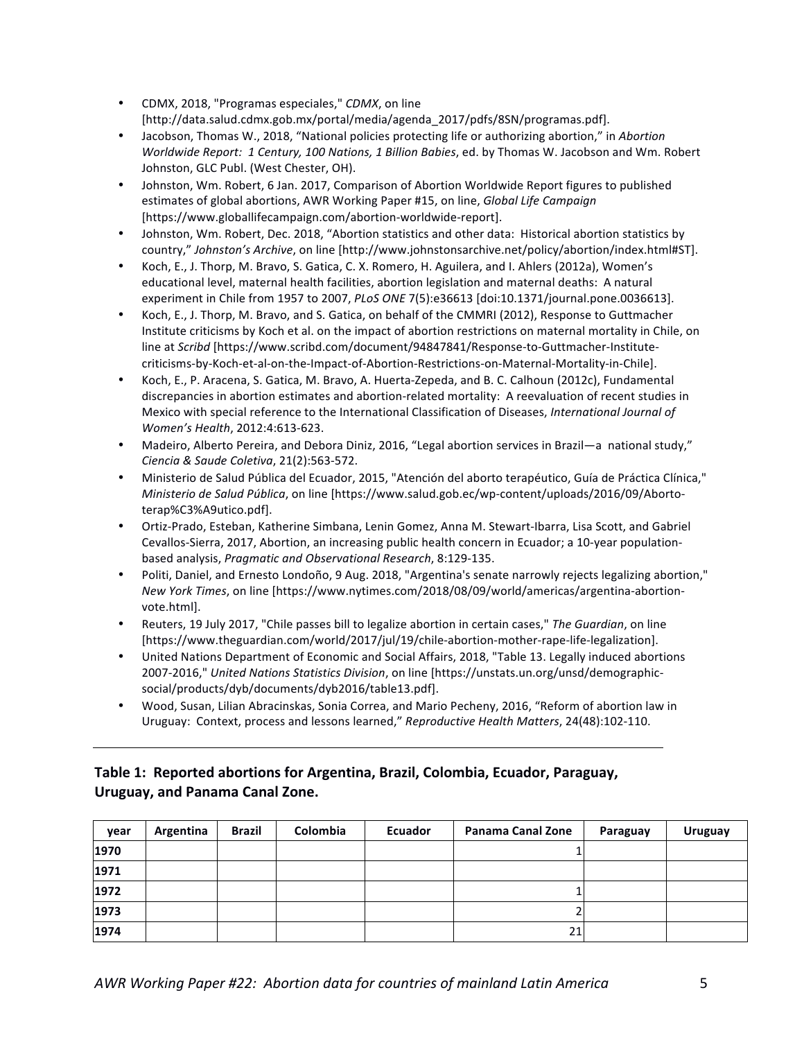- CDMX, 2018, "Programas especiales," *CDMX*, on line [http://data.salud.cdmx.gob.mx/portal/media/agenda_2017/pdfs/8SN/programas.pdf].
- Jacobson, Thomas W., 2018, "National policies protecting life or authorizing abortion," in *Abortion Worldwide Report: 1 Century, 100 Nations, 1 Billion Babies*, ed. by Thomas W. Jacobson and Wm. Robert Johnston, GLC Publ. (West Chester, OH).
- Johnston, Wm. Robert, 6 Jan. 2017, Comparison of Abortion Worldwide Report figures to published estimates of global abortions, AWR Working Paper #15, on line, *Global Life Campaign* [https://www.globallifecampaign.com/abortion-worldwide-report].
- Johnston, Wm. Robert, Dec. 2018, "Abortion statistics and other data: Historical abortion statistics by country," *Johnston's Archive*, on line [http://www.johnstonsarchive.net/policy/abortion/index.html#ST].
- Koch, E., J. Thorp, M. Bravo, S. Gatica, C. X. Romero, H. Aguilera, and I. Ahlers (2012a), Women's educational level, maternal health facilities, abortion legislation and maternal deaths: A natural experiment in Chile from 1957 to 2007, *PLoS ONE* 7(5):e36613 [doi:10.1371/journal.pone.0036613].
- Koch, E., J. Thorp, M. Bravo, and S. Gatica, on behalf of the CMMRI (2012), Response to Guttmacher Institute criticisms by Koch et al. on the impact of abortion restrictions on maternal mortality in Chile, on line at *Scribd* [https://www.scribd.com/document/94847841/Response-to-Guttmacher-Institute-criticisms-by-Koch-et-al-on-the-Impact-of-Abortion-Restrictions-on-Maternal-Mortality-in-Chile].
- Koch, E., P. Aracena, S. Gatica, M. Bravo, A. Huerta-Zepeda, and B. C. Calhoun (2012c), Fundamental discrepancies in abortion estimates and abortion-related mortality: A reevaluation of recent studies in Mexico with special reference to the International Classification of Diseases, *International Journal of Women's Health*, 2012:4:613-623.
- Madeiro, Alberto Pereira, and Debora Diniz, 2016, "Legal abortion services in Brazil—a national study," *Ciencia & Saude Coletiva*, 21(2):563-572.
- Ministerio de Salud Pública del Ecuador, 2015, "Atención del aborto terapéutico, Guía de Práctica Clínica," *Ministerio de Salud Pública*, on line [https://www.salud.gob.ec/wp-content/uploads/2016/09/Aborto-terap%C3%A9utico.pdf].
- Ortiz-Prado, Esteban, Katherine Simbana, Lenin Gomez, Anna M. Stewart-Ibarra, Lisa Scott, and Gabriel Cevallos-Sierra, 2017, Abortion, an increasing public health concern in Ecuador; a 10-year population-based analysis, *Pragmatic and Observational Research*, 8:129-135.
- Politi, Daniel, and Ernesto Londoño, 9 Aug. 2018, "Argentina's senate narrowly rejects legalizing abortion," *New York Times*, on line [https://www.nytimes.com/2018/08/09/world/americas/argentina-abortion-vote.html].
- Reuters, 19 July 2017, "Chile passes bill to legalize abortion in certain cases," *The Guardian*, on line [https://www.theguardian.com/world/2017/jul/19/chile-abortion-mother-rape-life-legalization].
- United Nations Department of Economic and Social Affairs, 2018, "Table 13. Legally induced abortions 2007-2016," *United Nations Statistics Division*, on line [https://unstats.un.org/unsd/demographic-social/products/dyb/documents/dyb2016/table13.pdf].
- Wood, Susan, Lilian Abracinskas, Sonia Correa, and Mario Pecheny, 2016, "Reform of abortion law in Uruguay: Context, process and lessons learned," *Reproductive Health Matters*, 24(48):102-110.

---

### Table 1: Reported abortions for Argentina, Brazil, Colombia, Ecuador, Paraguay, Uruguay, and Panama Canal Zone.

| year | Argentina | Brazil | Colombia | Ecuador | Panama Canal Zone | Paraguay | Uruguay |
|---|---|---|---|---|---|---|---|
| **1970** | | | | | 1 | | |
| **1971** | | | | | | | |
| **1972** | | | | | 1 | | |
| **1973** | | | | | 2 | | |
| **1974** | | | | | 21 | | |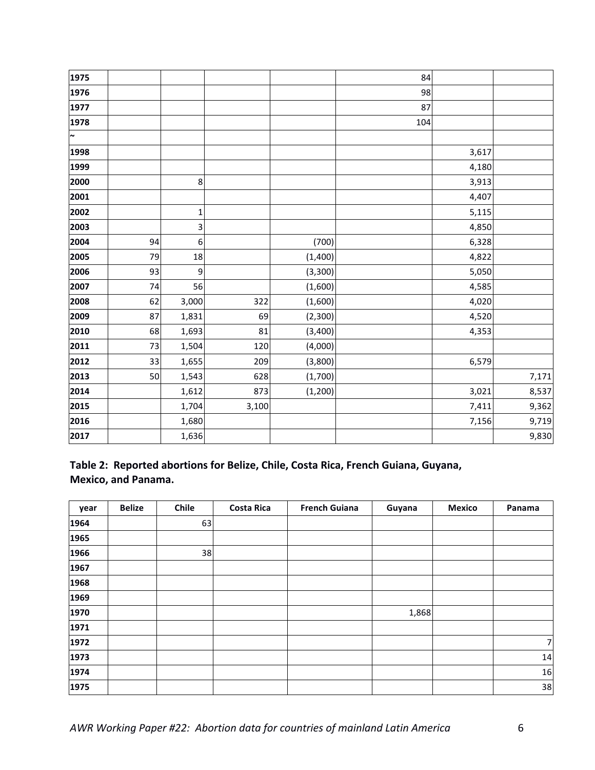| | | | | | | | |
|---|---|---|---|---|---|---|---|
| **1975** | | | | | 84 | | |
| **1976** | | | | | 98 | | |
| **1977** | | | | | 87 | | |
| **1978** | | | | | 104 | | |
| **~** | | | | | | | |
| **1998** | | | | | | 3,617 | |
| **1999** | | | | | | 4,180 | |
| **2000** | | 8 | | | | 3,913 | |
| **2001** | | | | | | 4,407 | |
| **2002** | | 1 | | | | 5,115 | |
| **2003** | | 3 | | | | 4,850 | |
| **2004** | 94 | 6 | | (700) | | 6,328 | |
| **2005** | 79 | 18 | | (1,400) | | 4,822 | |
| **2006** | 93 | 9 | | (3,300) | | 5,050 | |
| **2007** | 74 | 56 | | (1,600) | | 4,585 | |
| **2008** | 62 | 3,000 | 322 | (1,600) | | 4,020 | |
| **2009** | 87 | 1,831 | 69 | (2,300) | | 4,520 | |
| **2010** | 68 | 1,693 | 81 | (3,400) | | 4,353 | |
| **2011** | 73 | 1,504 | 120 | (4,000) | | | |
| **2012** | 33 | 1,655 | 209 | (3,800) | | 6,579 | |
| **2013** | 50 | 1,543 | 628 | (1,700) | | | 7,171 |
| **2014** | | 1,612 | 873 | (1,200) | | 3,021 | 8,537 |
| **2015** | | 1,704 | 3,100 | | | 7,411 | 9,362 |
| **2016** | | 1,680 | | | | 7,156 | 9,719 |
| **2017** | | 1,636 | | | | | 9,830 |

**Table 2: Reported abortions for Belize, Chile, Costa Rica, French Guiana, Guyana, Mexico, and Panama.**

| year | Belize | Chile | Costa Rica | French Guiana | Guyana | Mexico | Panama |
|---|---|---|---|---|---|---|---|
| **1964** | | 63 | | | | | |
| **1965** | | | | | | | |
| **1966** | | 38 | | | | | |
| **1967** | | | | | | | |
| **1968** | | | | | | | |
| **1969** | | | | | | | |
| **1970** | | | | | 1,868 | | |
| **1971** | | | | | | | |
| **1972** | | | | | | | 7 |
| **1973** | | | | | | | 14 |
| **1974** | | | | | | | 16 |
| **1975** | | | | | | | 38 |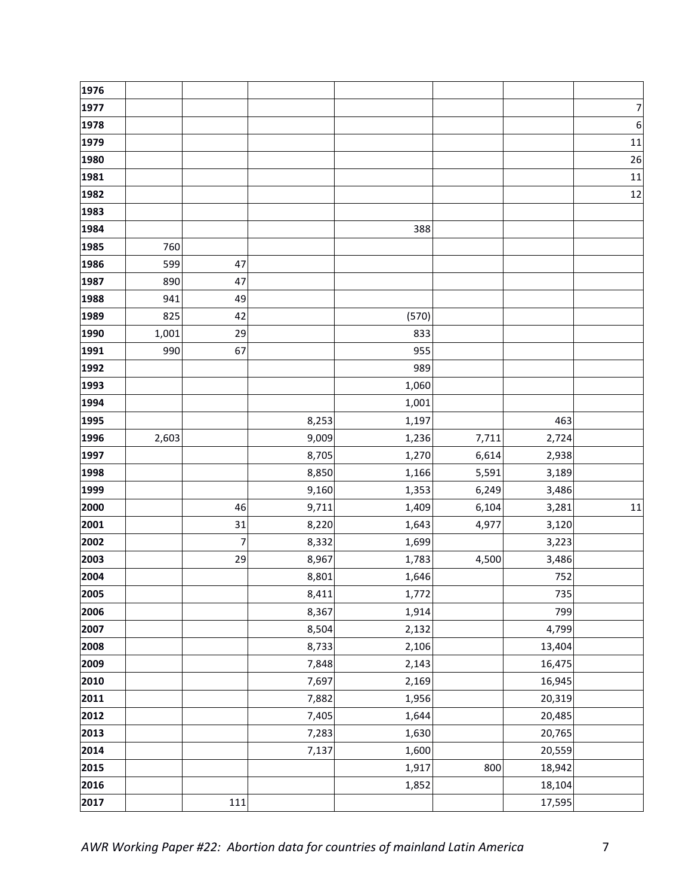| | | | | | | | |
|---|---|---|---|---|---|---|---|
| **1976** | | | | | | | |
| **1977** | | | | | | | 7 |
| **1978** | | | | | | | 6 |
| **1979** | | | | | | | 11 |
| **1980** | | | | | | | 26 |
| **1981** | | | | | | | 11 |
| **1982** | | | | | | | 12 |
| **1983** | | | | | | | |
| **1984** | | | | 388 | | | |
| **1985** | 760 | | | | | | |
| **1986** | 599 | 47 | | | | | |
| **1987** | 890 | 47 | | | | | |
| **1988** | 941 | 49 | | | | | |
| **1989** | 825 | 42 | | (570) | | | |
| **1990** | 1,001 | 29 | | 833 | | | |
| **1991** | 990 | 67 | | 955 | | | |
| **1992** | | | | 989 | | | |
| **1993** | | | | 1,060 | | | |
| **1994** | | | | 1,001 | | | |
| **1995** | | | 8,253 | 1,197 | | 463 | |
| **1996** | 2,603 | | 9,009 | 1,236 | 7,711 | 2,724 | |
| **1997** | | | 8,705 | 1,270 | 6,614 | 2,938 | |
| **1998** | | | 8,850 | 1,166 | 5,591 | 3,189 | |
| **1999** | | | 9,160 | 1,353 | 6,249 | 3,486 | |
| **2000** | | 46 | 9,711 | 1,409 | 6,104 | 3,281 | 11 |
| **2001** | | 31 | 8,220 | 1,643 | 4,977 | 3,120 | |
| **2002** | | 7 | 8,332 | 1,699 | | 3,223 | |
| **2003** | | 29 | 8,967 | 1,783 | 4,500 | 3,486 | |
| **2004** | | | 8,801 | 1,646 | | 752 | |
| **2005** | | | 8,411 | 1,772 | | 735 | |
| **2006** | | | 8,367 | 1,914 | | 799 | |
| **2007** | | | 8,504 | 2,132 | | 4,799 | |
| **2008** | | | 8,733 | 2,106 | | 13,404 | |
| **2009** | | | 7,848 | 2,143 | | 16,475 | |
| **2010** | | | 7,697 | 2,169 | | 16,945 | |
| **2011** | | | 7,882 | 1,956 | | 20,319 | |
| **2012** | | | 7,405 | 1,644 | | 20,485 | |
| **2013** | | | 7,283 | 1,630 | | 20,765 | |
| **2014** | | | 7,137 | 1,600 | | 20,559 | |
| **2015** | | | | 1,917 | 800 | 18,942 | |
| **2016** | | | | 1,852 | | 18,104 | |
| **2017** | | 111 | | | | 17,595 | |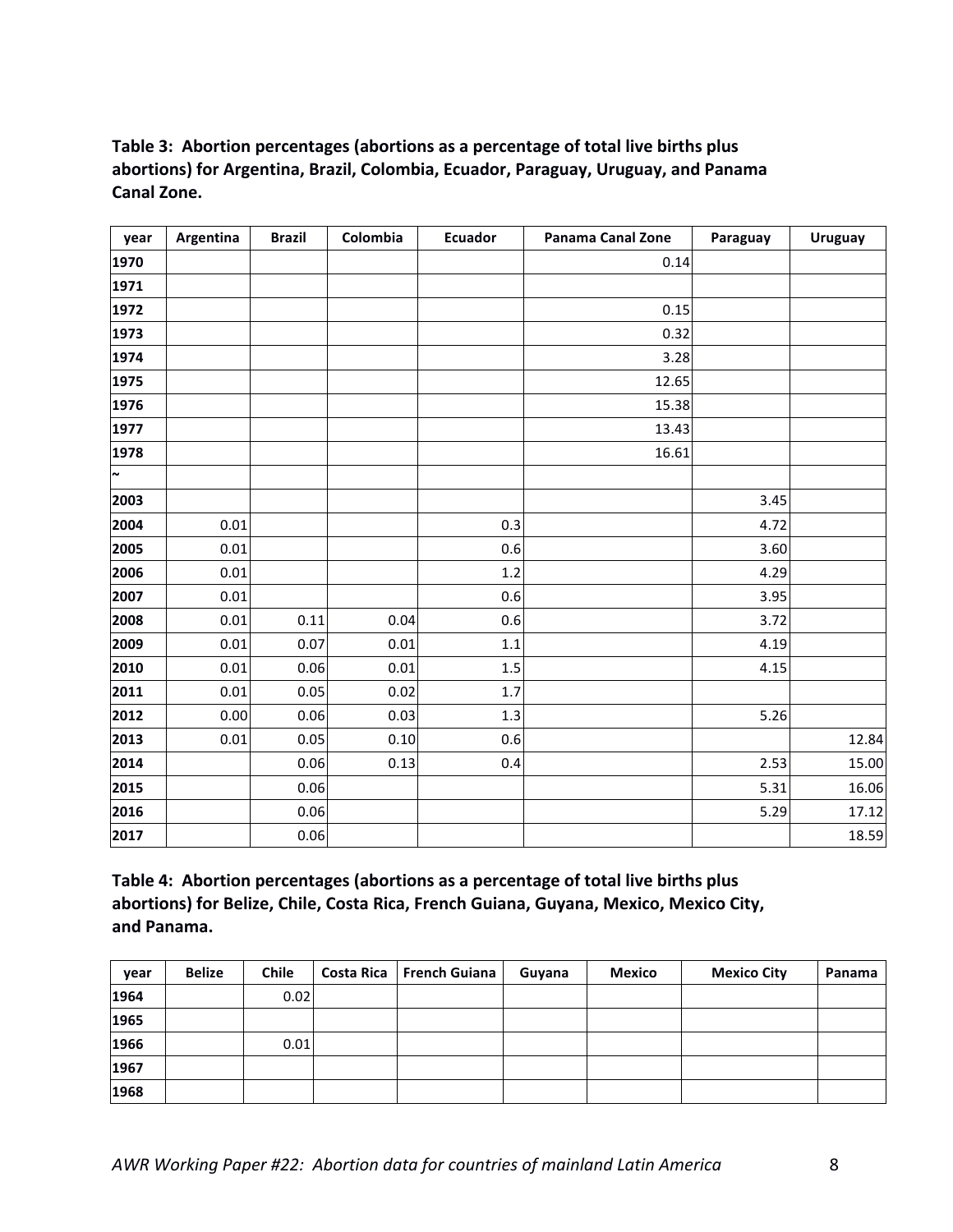**Table 3: Abortion percentages (abortions as a percentage of total live births plus abortions) for Argentina, Brazil, Colombia, Ecuador, Paraguay, Uruguay, and Panama Canal Zone.**

| year | Argentina | Brazil | Colombia | Ecuador | Panama Canal Zone | Paraguay | Uruguay |
|---|---|---|---|---|---|---|---|
| 1970 | | | | | 0.14 | | |
| 1971 | | | | | | | |
| 1972 | | | | | 0.15 | | |
| 1973 | | | | | 0.32 | | |
| 1974 | | | | | 3.28 | | |
| 1975 | | | | | 12.65 | | |
| 1976 | | | | | 15.38 | | |
| 1977 | | | | | 13.43 | | |
| 1978 | | | | | 16.61 | | |
| ~ | | | | | | | |
| 2003 | | | | | | 3.45 | |
| 2004 | 0.01 | | | 0.3 | | 4.72 | |
| 2005 | 0.01 | | | 0.6 | | 3.60 | |
| 2006 | 0.01 | | | 1.2 | | 4.29 | |
| 2007 | 0.01 | | | 0.6 | | 3.95 | |
| 2008 | 0.01 | 0.11 | 0.04 | 0.6 | | 3.72 | |
| 2009 | 0.01 | 0.07 | 0.01 | 1.1 | | 4.19 | |
| 2010 | 0.01 | 0.06 | 0.01 | 1.5 | | 4.15 | |
| 2011 | 0.01 | 0.05 | 0.02 | 1.7 | | | |
| 2012 | 0.00 | 0.06 | 0.03 | 1.3 | | 5.26 | |
| 2013 | 0.01 | 0.05 | 0.10 | 0.6 | | | 12.84 |
| 2014 | | 0.06 | 0.13 | 0.4 | | 2.53 | 15.00 |
| 2015 | | 0.06 | | | | 5.31 | 16.06 |
| 2016 | | 0.06 | | | | 5.29 | 17.12 |
| 2017 | | 0.06 | | | | | 18.59 |

**Table 4: Abortion percentages (abortions as a percentage of total live births plus abortions) for Belize, Chile, Costa Rica, French Guiana, Guyana, Mexico, Mexico City, and Panama.**

| year | Belize | Chile | Costa Rica | French Guiana | Guyana | Mexico | Mexico City | Panama |
|---|---|---|---|---|---|---|---|---|
| 1964 | | 0.02 | | | | | | |
| 1965 | | | | | | | | |
| 1966 | | 0.01 | | | | | | |
| 1967 | | | | | | | | |
| 1968 | | | | | | | | |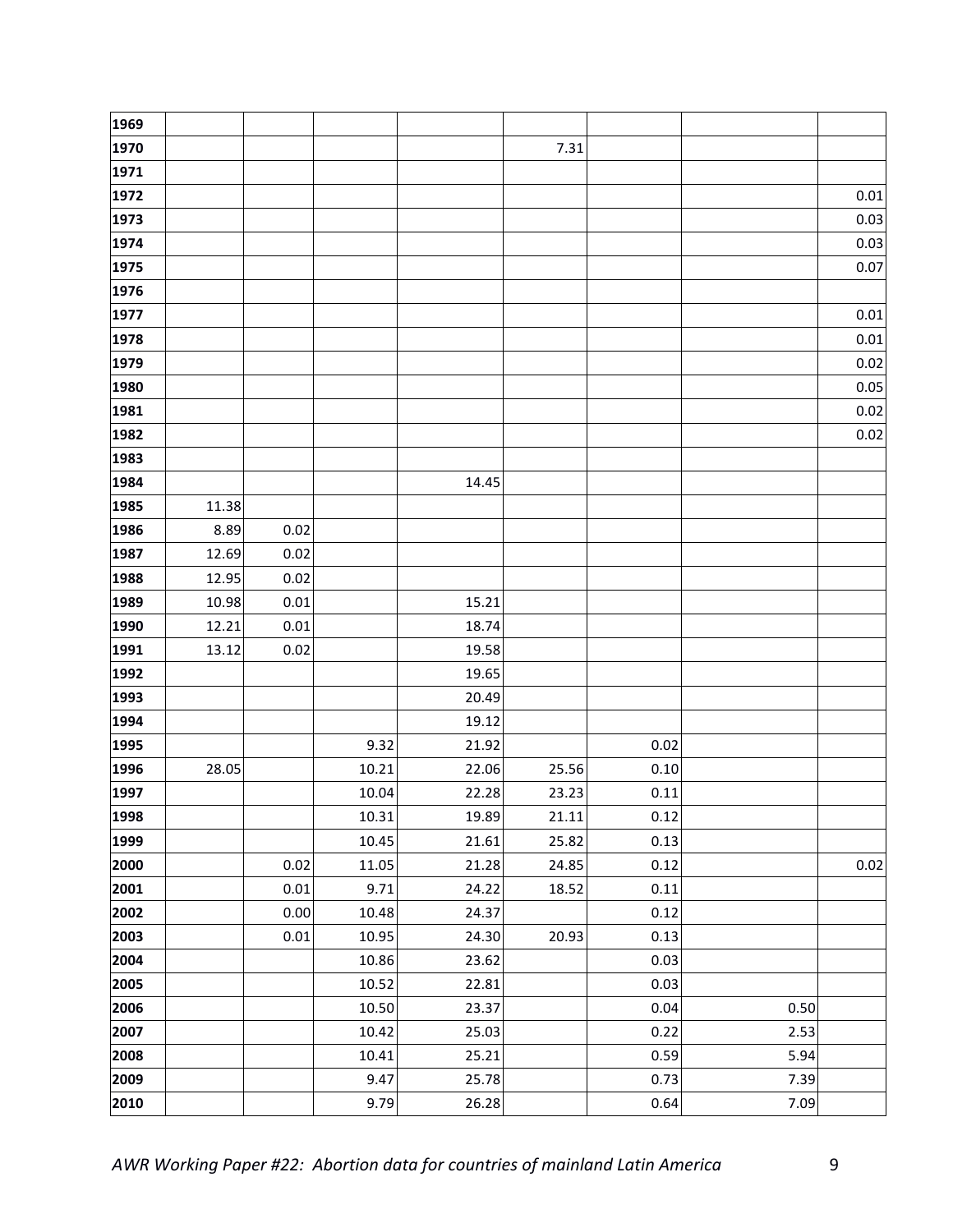| | | | | | | | | |
|---|---|---|---|---|---|---|---|---|
| **1969** | | | | | | | | |
| **1970** | | | | | 7.31 | | | |
| **1971** | | | | | | | | |
| **1972** | | | | | | | | 0.01 |
| **1973** | | | | | | | | 0.03 |
| **1974** | | | | | | | | 0.03 |
| **1975** | | | | | | | | 0.07 |
| **1976** | | | | | | | | |
| **1977** | | | | | | | | 0.01 |
| **1978** | | | | | | | | 0.01 |
| **1979** | | | | | | | | 0.02 |
| **1980** | | | | | | | | 0.05 |
| **1981** | | | | | | | | 0.02 |
| **1982** | | | | | | | | 0.02 |
| **1983** | | | | | | | | |
| **1984** | | | | 14.45 | | | | |
| **1985** | 11.38 | | | | | | | |
| **1986** | 8.89 | 0.02 | | | | | | |
| **1987** | 12.69 | 0.02 | | | | | | |
| **1988** | 12.95 | 0.02 | | | | | | |
| **1989** | 10.98 | 0.01 | | 15.21 | | | | |
| **1990** | 12.21 | 0.01 | | 18.74 | | | | |
| **1991** | 13.12 | 0.02 | | 19.58 | | | | |
| **1992** | | | | 19.65 | | | | |
| **1993** | | | | 20.49 | | | | |
| **1994** | | | | 19.12 | | | | |
| **1995** | | | 9.32 | 21.92 | | 0.02 | | |
| **1996** | 28.05 | | 10.21 | 22.06 | 25.56 | 0.10 | | |
| **1997** | | | 10.04 | 22.28 | 23.23 | 0.11 | | |
| **1998** | | | 10.31 | 19.89 | 21.11 | 0.12 | | |
| **1999** | | | 10.45 | 21.61 | 25.82 | 0.13 | | |
| **2000** | | 0.02 | 11.05 | 21.28 | 24.85 | 0.12 | | 0.02 |
| **2001** | | 0.01 | 9.71 | 24.22 | 18.52 | 0.11 | | |
| **2002** | | 0.00 | 10.48 | 24.37 | | 0.12 | | |
| **2003** | | 0.01 | 10.95 | 24.30 | 20.93 | 0.13 | | |
| **2004** | | | 10.86 | 23.62 | | 0.03 | | |
| **2005** | | | 10.52 | 22.81 | | 0.03 | | |
| **2006** | | | 10.50 | 23.37 | | 0.04 | 0.50 | |
| **2007** | | | 10.42 | 25.03 | | 0.22 | 2.53 | |
| **2008** | | | 10.41 | 25.21 | | 0.59 | 5.94 | |
| **2009** | | | 9.47 | 25.78 | | 0.73 | 7.39 | |
| **2010** | | | 9.79 | 26.28 | | 0.64 | 7.09 | |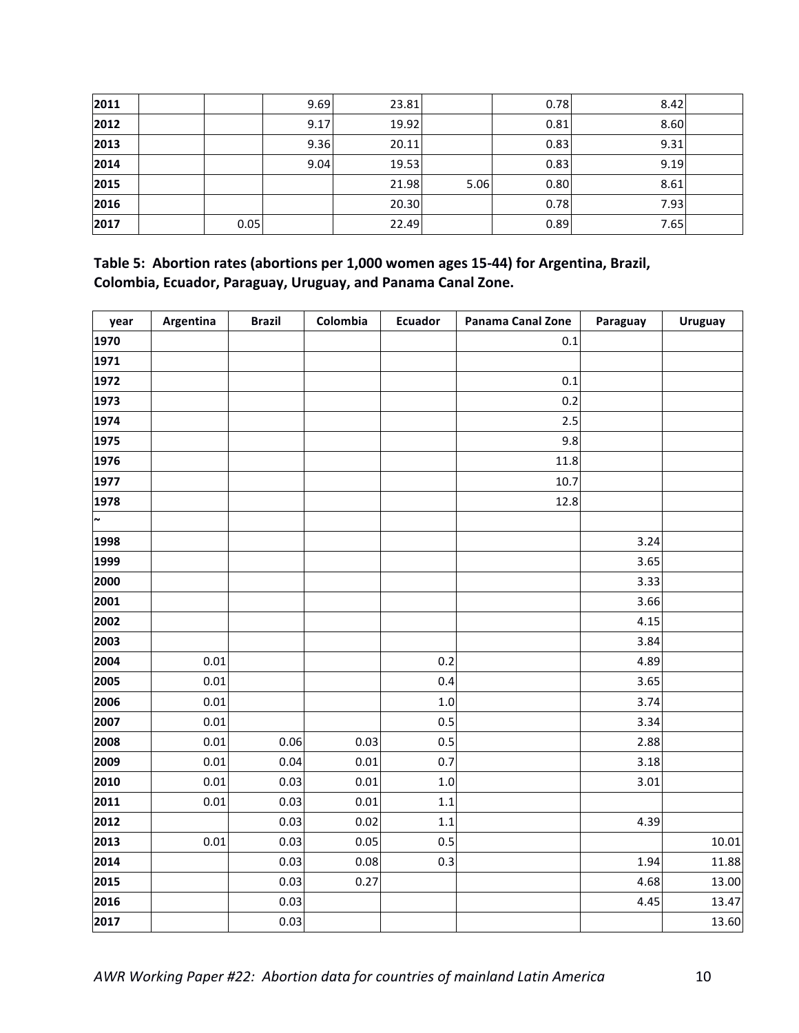| | | | | | | | | |
|---|---|---|---|---|---|---|---|---|
| **2011** | | | 9.69 | 23.81 | | 0.78 | 8.42 | |
| **2012** | | | 9.17 | 19.92 | | 0.81 | 8.60 | |
| **2013** | | | 9.36 | 20.11 | | 0.83 | 9.31 | |
| **2014** | | | 9.04 | 19.53 | | 0.83 | 9.19 | |
| **2015** | | | | 21.98 | 5.06 | 0.80 | 8.61 | |
| **2016** | | | | 20.30 | | 0.78 | 7.93 | |
| **2017** | | 0.05 | | 22.49 | | 0.89 | 7.65 | |

**Table 5: Abortion rates (abortions per 1,000 women ages 15-44) for Argentina, Brazil, Colombia, Ecuador, Paraguay, Uruguay, and Panama Canal Zone.**

| year | Argentina | Brazil | Colombia | Ecuador | Panama Canal Zone | Paraguay | Uruguay |
|---|---|---|---|---|---|---|---|
| **1970** | | | | | 0.1 | | |
| **1971** | | | | | | | |
| **1972** | | | | | 0.1 | | |
| **1973** | | | | | 0.2 | | |
| **1974** | | | | | 2.5 | | |
| **1975** | | | | | 9.8 | | |
| **1976** | | | | | 11.8 | | |
| **1977** | | | | | 10.7 | | |
| **1978** | | | | | 12.8 | | |
| **~** | | | | | | | |
| **1998** | | | | | | 3.24 | |
| **1999** | | | | | | 3.65 | |
| **2000** | | | | | | 3.33 | |
| **2001** | | | | | | 3.66 | |
| **2002** | | | | | | 4.15 | |
| **2003** | | | | | | 3.84 | |
| **2004** | 0.01 | | | 0.2 | | 4.89 | |
| **2005** | 0.01 | | | 0.4 | | 3.65 | |
| **2006** | 0.01 | | | 1.0 | | 3.74 | |
| **2007** | 0.01 | | | 0.5 | | 3.34 | |
| **2008** | 0.01 | 0.06 | 0.03 | 0.5 | | 2.88 | |
| **2009** | 0.01 | 0.04 | 0.01 | 0.7 | | 3.18 | |
| **2010** | 0.01 | 0.03 | 0.01 | 1.0 | | 3.01 | |
| **2011** | 0.01 | 0.03 | 0.01 | 1.1 | | | |
| **2012** | | 0.03 | 0.02 | 1.1 | | 4.39 | |
| **2013** | 0.01 | 0.03 | 0.05 | 0.5 | | | 10.01 |
| **2014** | | 0.03 | 0.08 | 0.3 | | 1.94 | 11.88 |
| **2015** | | 0.03 | 0.27 | | | 4.68 | 13.00 |
| **2016** | | 0.03 | | | | 4.45 | 13.47 |
| **2017** | | 0.03 | | | | | 13.60 |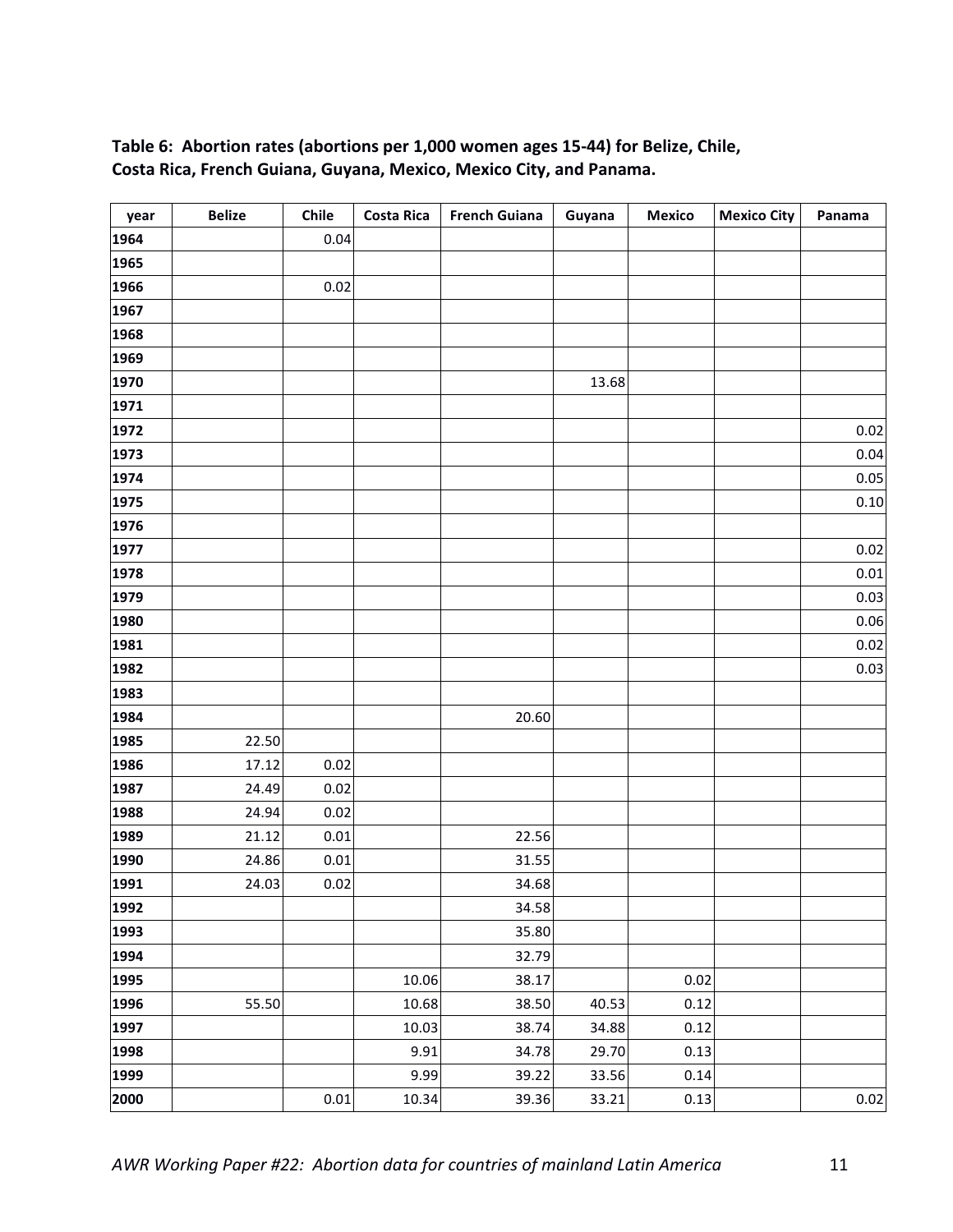**Table 6: Abortion rates (abortions per 1,000 women ages 15-44) for Belize, Chile, Costa Rica, French Guiana, Guyana, Mexico, Mexico City, and Panama.**

| year | Belize | Chile | Costa Rica | French Guiana | Guyana | Mexico | Mexico City | Panama |
|---|---|---|---|---|---|---|---|---|
| 1964 | | 0.04 | | | | | | |
| 1965 | | | | | | | | |
| 1966 | | 0.02 | | | | | | |
| 1967 | | | | | | | | |
| 1968 | | | | | | | | |
| 1969 | | | | | | | | |
| 1970 | | | | | 13.68 | | | |
| 1971 | | | | | | | | |
| 1972 | | | | | | | | 0.02 |
| 1973 | | | | | | | | 0.04 |
| 1974 | | | | | | | | 0.05 |
| 1975 | | | | | | | | 0.10 |
| 1976 | | | | | | | | |
| 1977 | | | | | | | | 0.02 |
| 1978 | | | | | | | | 0.01 |
| 1979 | | | | | | | | 0.03 |
| 1980 | | | | | | | | 0.06 |
| 1981 | | | | | | | | 0.02 |
| 1982 | | | | | | | | 0.03 |
| 1983 | | | | | | | | |
| 1984 | | | | 20.60 | | | | |
| 1985 | 22.50 | | | | | | | |
| 1986 | 17.12 | 0.02 | | | | | | |
| 1987 | 24.49 | 0.02 | | | | | | |
| 1988 | 24.94 | 0.02 | | | | | | |
| 1989 | 21.12 | 0.01 | | 22.56 | | | | |
| 1990 | 24.86 | 0.01 | | 31.55 | | | | |
| 1991 | 24.03 | 0.02 | | 34.68 | | | | |
| 1992 | | | | 34.58 | | | | |
| 1993 | | | | 35.80 | | | | |
| 1994 | | | | 32.79 | | | | |
| 1995 | | | 10.06 | 38.17 | | 0.02 | | |
| 1996 | 55.50 | | 10.68 | 38.50 | 40.53 | 0.12 | | |
| 1997 | | | 10.03 | 38.74 | 34.88 | 0.12 | | |
| 1998 | | | 9.91 | 34.78 | 29.70 | 0.13 | | |
| 1999 | | | 9.99 | 39.22 | 33.56 | 0.14 | | |
| 2000 | | 0.01 | 10.34 | 39.36 | 33.21 | 0.13 | | 0.02 |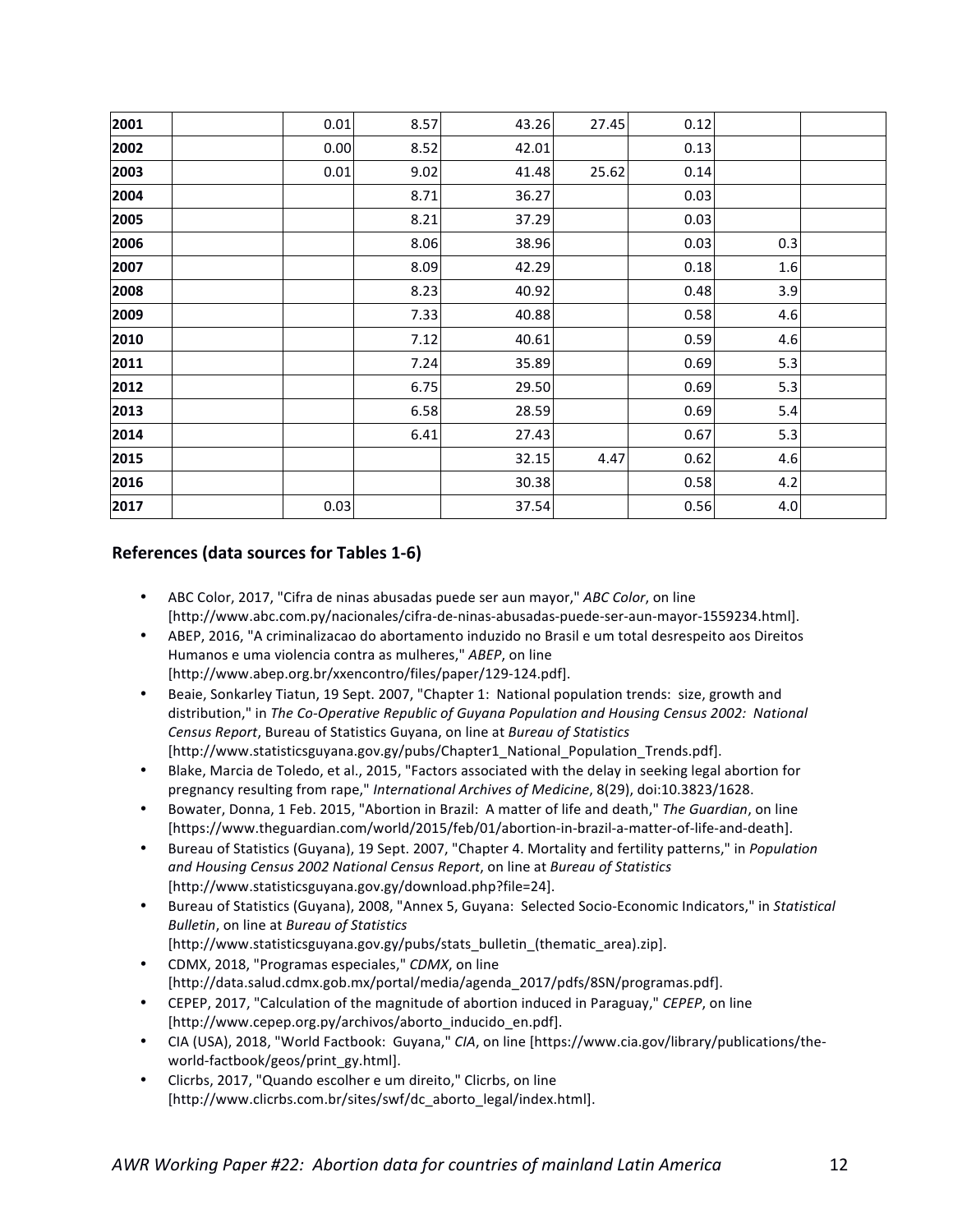| | | | | | | | | |
|---|---|---|---|---|---|---|---|---|
| **2001** | | 0.01 | 8.57 | 43.26 | 27.45 | 0.12 | | |
| **2002** | | 0.00 | 8.52 | 42.01 | | 0.13 | | |
| **2003** | | 0.01 | 9.02 | 41.48 | 25.62 | 0.14 | | |
| **2004** | | | 8.71 | 36.27 | | 0.03 | | |
| **2005** | | | 8.21 | 37.29 | | 0.03 | | |
| **2006** | | | 8.06 | 38.96 | | 0.03 | 0.3 | |
| **2007** | | | 8.09 | 42.29 | | 0.18 | 1.6 | |
| **2008** | | | 8.23 | 40.92 | | 0.48 | 3.9 | |
| **2009** | | | 7.33 | 40.88 | | 0.58 | 4.6 | |
| **2010** | | | 7.12 | 40.61 | | 0.59 | 4.6 | |
| **2011** | | | 7.24 | 35.89 | | 0.69 | 5.3 | |
| **2012** | | | 6.75 | 29.50 | | 0.69 | 5.3 | |
| **2013** | | | 6.58 | 28.59 | | 0.69 | 5.4 | |
| **2014** | | | 6.41 | 27.43 | | 0.67 | 5.3 | |
| **2015** | | | | 32.15 | 4.47 | 0.62 | 4.6 | |
| **2016** | | | | 30.38 | | 0.58 | 4.2 | |
| **2017** | | 0.03 | | 37.54 | | 0.56 | 4.0 | |

## References (data sources for Tables 1-6)

- ABC Color, 2017, "Cifra de ninas abusadas puede ser aun mayor," *ABC Color*, on line [http://www.abc.com.py/nacionales/cifra-de-ninas-abusadas-puede-ser-aun-mayor-1559234.html].
- ABEP, 2016, "A criminalizacao do abortamento induzido no Brasil e um total desrespeito aos Direitos Humanos e uma violencia contra as mulheres," *ABEP*, on line [http://www.abep.org.br/xxencontro/files/paper/129-124.pdf].
- Beaie, Sonkarley Tiatun, 19 Sept. 2007, "Chapter 1: National population trends: size, growth and distribution," in *The Co-Operative Republic of Guyana Population and Housing Census 2002: National Census Report*, Bureau of Statistics Guyana, on line at *Bureau of Statistics* [http://www.statisticsguyana.gov.gy/pubs/Chapter1_National_Population_Trends.pdf].
- Blake, Marcia de Toledo, et al., 2015, "Factors associated with the delay in seeking legal abortion for pregnancy resulting from rape," *International Archives of Medicine*, 8(29), doi:10.3823/1628.
- Bowater, Donna, 1 Feb. 2015, "Abortion in Brazil: A matter of life and death," *The Guardian*, on line [https://www.theguardian.com/world/2015/feb/01/abortion-in-brazil-a-matter-of-life-and-death].
- Bureau of Statistics (Guyana), 19 Sept. 2007, "Chapter 4. Mortality and fertility patterns," in *Population and Housing Census 2002 National Census Report*, on line at *Bureau of Statistics* [http://www.statisticsguyana.gov.gy/download.php?file=24].
- Bureau of Statistics (Guyana), 2008, "Annex 5, Guyana: Selected Socio-Economic Indicators," in *Statistical Bulletin*, on line at *Bureau of Statistics* [http://www.statisticsguyana.gov.gy/pubs/stats_bulletin_(thematic_area).zip].
- CDMX, 2018, "Programas especiales," *CDMX*, on line [http://data.salud.cdmx.gob.mx/portal/media/agenda_2017/pdfs/8SN/programas.pdf].
- CEPEP, 2017, "Calculation of the magnitude of abortion induced in Paraguay," *CEPEP*, on line [http://www.cepep.org.py/archivos/aborto_inducido_en.pdf].
- CIA (USA), 2018, "World Factbook: Guyana," *CIA*, on line [https://www.cia.gov/library/publications/the-world-factbook/geos/print_gy.html].
- Clicrbs, 2017, "Quando escolher e um direito," Clicrbs, on line [http://www.clicrbs.com.br/sites/swf/dc_aborto_legal/index.html].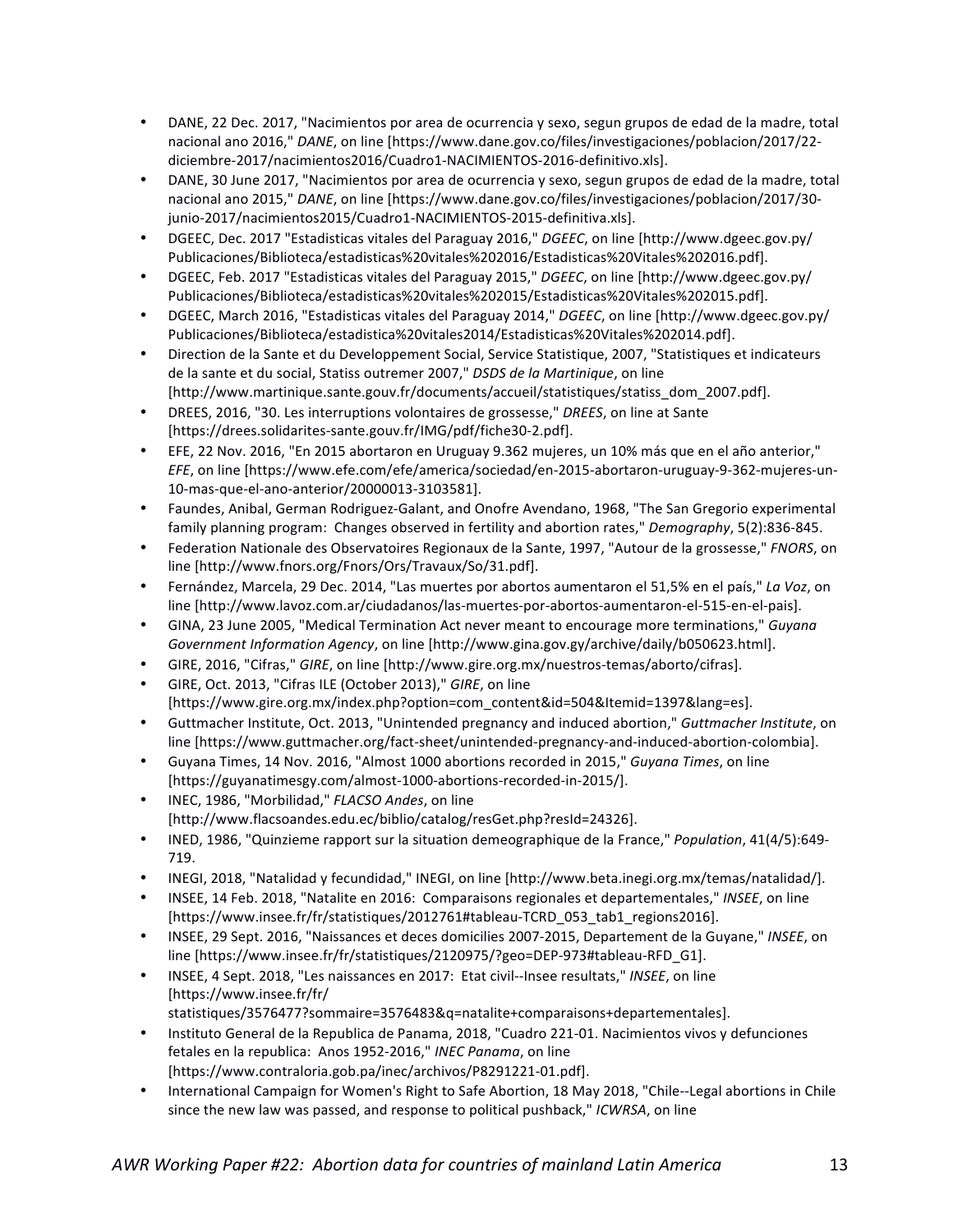- DANE, 22 Dec. 2017, "Nacimientos por area de ocurrencia y sexo, segun grupos de edad de la madre, total nacional ano 2016," *DANE*, on line [https://www.dane.gov.co/files/investigaciones/poblacion/2017/22-diciembre-2017/nacimientos2016/Cuadro1-NACIMIENTOS-2016-definitivo.xls].
- DANE, 30 June 2017, "Nacimientos por area de ocurrencia y sexo, segun grupos de edad de la madre, total nacional ano 2015," *DANE*, on line [https://www.dane.gov.co/files/investigaciones/poblacion/2017/30-junio-2017/nacimientos2015/Cuadro1-NACIMIENTOS-2015-definitiva.xls].
- DGEEC, Dec. 2017 "Estadisticas vitales del Paraguay 2016," *DGEEC*, on line [http://www.dgeec.gov.py/Publicaciones/Biblioteca/estadisticas%20vitales%202016/Estadisticas%20Vitales%202016.pdf].
- DGEEC, Feb. 2017 "Estadisticas vitales del Paraguay 2015," *DGEEC*, on line [http://www.dgeec.gov.py/Publicaciones/Biblioteca/estadisticas%20vitales%202015/Estadisticas%20Vitales%202015.pdf].
- DGEEC, March 2016, "Estadisticas vitales del Paraguay 2014," *DGEEC*, on line [http://www.dgeec.gov.py/Publicaciones/Biblioteca/estadistica%20vitales2014/Estadisticas%20Vitales%202014.pdf].
- Direction de la Sante et du Developpement Social, Service Statistique, 2007, "Statistiques et indicateurs de la sante et du social, Statiss outremer 2007," *DSDS de la Martinique*, on line [http://www.martinique.sante.gouv.fr/documents/accueil/statistiques/statiss_dom_2007.pdf].
- DREES, 2016, "30. Les interruptions volontaires de grossesse," *DREES*, on line at Sante [https://drees.solidarites-sante.gouv.fr/IMG/pdf/fiche30-2.pdf].
- EFE, 22 Nov. 2016, "En 2015 abortaron en Uruguay 9.362 mujeres, un 10% más que en el año anterior," *EFE*, on line [https://www.efe.com/efe/america/sociedad/en-2015-abortaron-uruguay-9-362-mujeres-un-10-mas-que-el-ano-anterior/20000013-3103581].
- Faundes, Anibal, German Rodriguez-Galant, and Onofre Avendano, 1968, "The San Gregorio experimental family planning program: Changes observed in fertility and abortion rates," *Demography*, 5(2):836-845.
- Federation Nationale des Observatoires Regionaux de la Sante, 1997, "Autour de la grossesse," *FNORS*, on line [http://www.fnors.org/Fnors/Ors/Travaux/So/31.pdf].
- Fernández, Marcela, 29 Dec. 2014, "Las muertes por abortos aumentaron el 51,5% en el país," *La Voz*, on line [http://www.lavoz.com.ar/ciudadanos/las-muertes-por-abortos-aumentaron-el-515-en-el-pais].
- GINA, 23 June 2005, "Medical Termination Act never meant to encourage more terminations," *Guyana Government Information Agency*, on line [http://www.gina.gov.gy/archive/daily/b050623.html].
- GIRE, 2016, "Cifras," *GIRE*, on line [http://www.gire.org.mx/nuestros-temas/aborto/cifras].
- GIRE, Oct. 2013, "Cifras ILE (October 2013)," *GIRE*, on line [https://www.gire.org.mx/index.php?option=com_content&id=504&Itemid=1397&lang=es].
- Guttmacher Institute, Oct. 2013, "Unintended pregnancy and induced abortion," *Guttmacher Institute*, on line [https://www.guttmacher.org/fact-sheet/unintended-pregnancy-and-induced-abortion-colombia].
- Guyana Times, 14 Nov. 2016, "Almost 1000 abortions recorded in 2015," *Guyana Times*, on line [https://guyanatimesgy.com/almost-1000-abortions-recorded-in-2015/].
- INEC, 1986, "Morbilidad," *FLACSO Andes*, on line [http://www.flacsoandes.edu.ec/biblio/catalog/resGet.php?resId=24326].
- INED, 1986, "Quinzieme rapport sur la situation demeographique de la France," *Population*, 41(4/5):649-719.
- INEGI, 2018, "Natalidad y fecundidad," INEGI, on line [http://www.beta.inegi.org.mx/temas/natalidad/].
- INSEE, 14 Feb. 2018, "Natalite en 2016: Comparaisons regionales et departementales," *INSEE*, on line [https://www.insee.fr/fr/statistiques/2012761#tableau-TCRD_053_tab1_regions2016].
- INSEE, 29 Sept. 2016, "Naissances et deces domicilies 2007-2015, Departement de la Guyane," *INSEE*, on line [https://www.insee.fr/fr/statistiques/2120975/?geo=DEP-973#tableau-RFD_G1].
- INSEE, 4 Sept. 2018, "Les naissances en 2017: Etat civil--Insee resultats," *INSEE*, on line [https://www.insee.fr/fr/statistiques/3576477?sommaire=3576483&q=natalite+comparaisons+departementales].
- Instituto General de la Republica de Panama, 2018, "Cuadro 221-01. Nacimientos vivos y defunciones fetales en la republica: Anos 1952-2016," *INEC Panama*, on line [https://www.contraloria.gob.pa/inec/archivos/P8291221-01.pdf].
- International Campaign for Women's Right to Safe Abortion, 18 May 2018, "Chile--Legal abortions in Chile since the new law was passed, and response to political pushback," *ICWRSA*, on line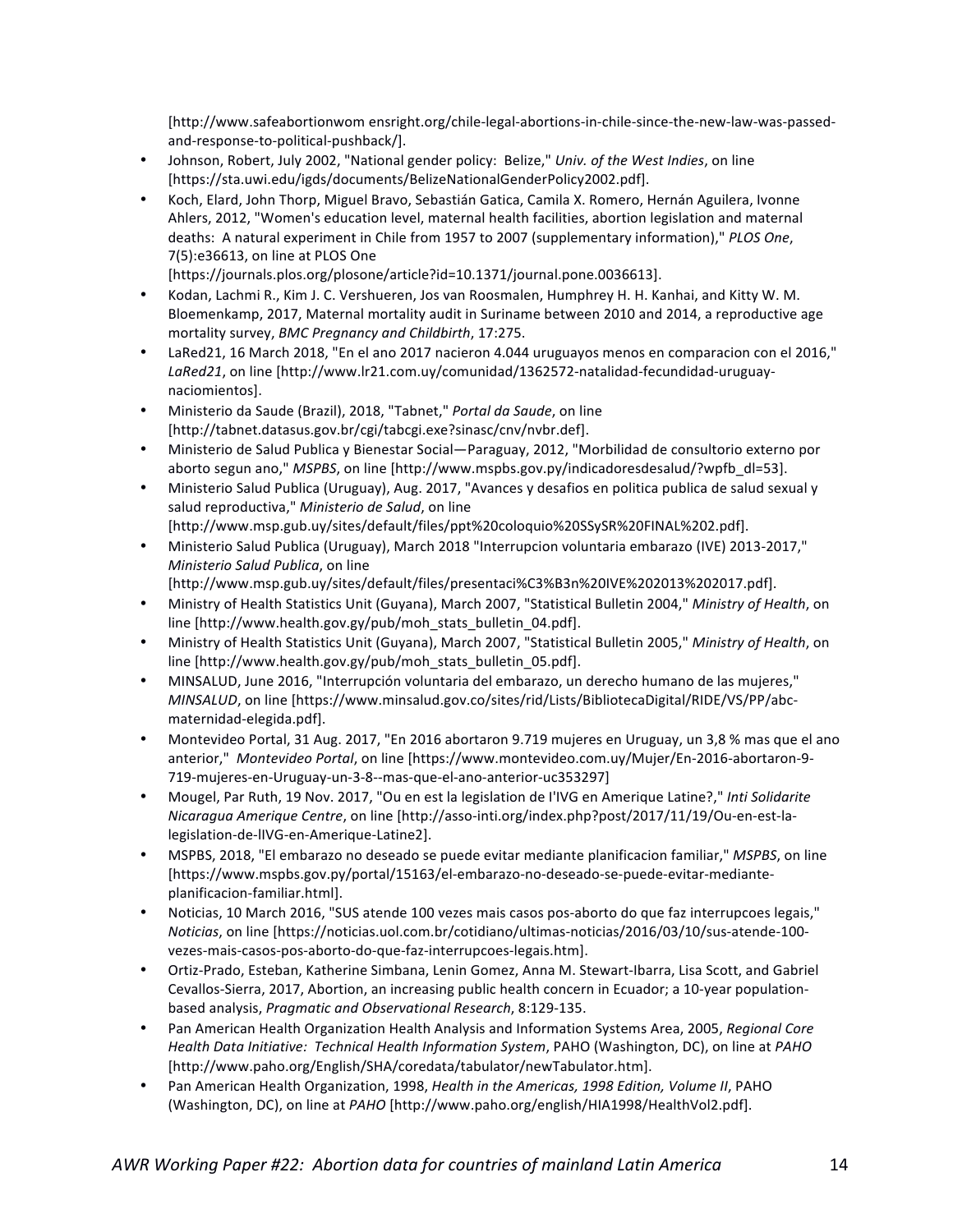[http://www.safeabortionwom ensright.org/chile-legal-abortions-in-chile-since-the-new-law-was-passed-and-response-to-political-pushback/].

- Johnson, Robert, July 2002, "National gender policy: Belize," *Univ. of the West Indies*, on line [https://sta.uwi.edu/igds/documents/BelizeNationalGenderPolicy2002.pdf].
- Koch, Elard, John Thorp, Miguel Bravo, Sebastián Gatica, Camila X. Romero, Hernán Aguilera, Ivonne Ahlers, 2012, "Women's education level, maternal health facilities, abortion legislation and maternal deaths: A natural experiment in Chile from 1957 to 2007 (supplementary information)," *PLOS One*, 7(5):e36613, on line at PLOS One [https://journals.plos.org/plosone/article?id=10.1371/journal.pone.0036613].
- Kodan, Lachmi R., Kim J. C. Vershueren, Jos van Roosmalen, Humphrey H. H. Kanhai, and Kitty W. M. Bloemenkamp, 2017, Maternal mortality audit in Suriname between 2010 and 2014, a reproductive age mortality survey, *BMC Pregnancy and Childbirth*, 17:275.
- LaRed21, 16 March 2018, "En el ano 2017 nacieron 4.044 uruguayos menos en comparacion con el 2016," *LaRed21*, on line [http://www.lr21.com.uy/comunidad/1362572-natalidad-fecundidad-uruguay-naciomientos].
- Ministerio da Saude (Brazil), 2018, "Tabnet," *Portal da Saude*, on line [http://tabnet.datasus.gov.br/cgi/tabcgi.exe?sinasc/cnv/nvbr.def].
- Ministerio de Salud Publica y Bienestar Social—Paraguay, 2012, "Morbilidad de consultorio externo por aborto segun ano," *MSPBS*, on line [http://www.mspbs.gov.py/indicadoresdesalud/?wpfb_dl=53].
- Ministerio Salud Publica (Uruguay), Aug. 2017, "Avances y desafios en politica publica de salud sexual y salud reproductiva," *Ministerio de Salud*, on line [http://www.msp.gub.uy/sites/default/files/ppt%20coloquio%20SSySR%20FINAL%202.pdf].
- Ministerio Salud Publica (Uruguay), March 2018 "Interrupcion voluntaria embarazo (IVE) 2013-2017," *Ministerio Salud Publica*, on line [http://www.msp.gub.uy/sites/default/files/presentaci%C3%B3n%20IVE%202013%202017.pdf].
- Ministry of Health Statistics Unit (Guyana), March 2007, "Statistical Bulletin 2004," *Ministry of Health*, on line [http://www.health.gov.gy/pub/moh_stats_bulletin_04.pdf].
- Ministry of Health Statistics Unit (Guyana), March 2007, "Statistical Bulletin 2005," *Ministry of Health*, on line [http://www.health.gov.gy/pub/moh_stats_bulletin_05.pdf].
- MINSALUD, June 2016, "Interrupción voluntaria del embarazo, un derecho humano de las mujeres," *MINSALUD*, on line [https://www.minsalud.gov.co/sites/rid/Lists/BibliotecaDigital/RIDE/VS/PP/abc-maternidad-elegida.pdf].
- Montevideo Portal, 31 Aug. 2017, "En 2016 abortaron 9.719 mujeres en Uruguay, un 3,8 % mas que el ano anterior," *Montevideo Portal*, on line [https://www.montevideo.com.uy/Mujer/En-2016-abortaron-9-719-mujeres-en-Uruguay-un-3-8--mas-que-el-ano-anterior-uc353297]
- Mougel, Par Ruth, 19 Nov. 2017, "Ou en est la legislation de I'IVG en Amerique Latine?," *Inti Solidarite Nicaragua Amerique Centre*, on line [http://asso-inti.org/index.php?post/2017/11/19/Ou-en-est-la-legislation-de-lIVG-en-Amerique-Latine2].
- MSPBS, 2018, "El embarazo no deseado se puede evitar mediante planificacion familiar," *MSPBS*, on line [https://www.mspbs.gov.py/portal/15163/el-embarazo-no-deseado-se-puede-evitar-mediante-planificacion-familiar.html].
- Noticias, 10 March 2016, "SUS atende 100 vezes mais casos pos-aborto do que faz interrupcoes legais," *Noticias*, on line [https://noticias.uol.com.br/cotidiano/ultimas-noticias/2016/03/10/sus-atende-100-vezes-mais-casos-pos-aborto-do-que-faz-interrupcoes-legais.htm].
- Ortiz-Prado, Esteban, Katherine Simbana, Lenin Gomez, Anna M. Stewart-Ibarra, Lisa Scott, and Gabriel Cevallos-Sierra, 2017, Abortion, an increasing public health concern in Ecuador; a 10-year population-based analysis, *Pragmatic and Observational Research*, 8:129-135.
- Pan American Health Organization Health Analysis and Information Systems Area, 2005, *Regional Core Health Data Initiative: Technical Health Information System*, PAHO (Washington, DC), on line at *PAHO* [http://www.paho.org/English/SHA/coredata/tabulator/newTabulator.htm].
- Pan American Health Organization, 1998, *Health in the Americas, 1998 Edition, Volume II*, PAHO (Washington, DC), on line at *PAHO* [http://www.paho.org/english/HIA1998/HealthVol2.pdf].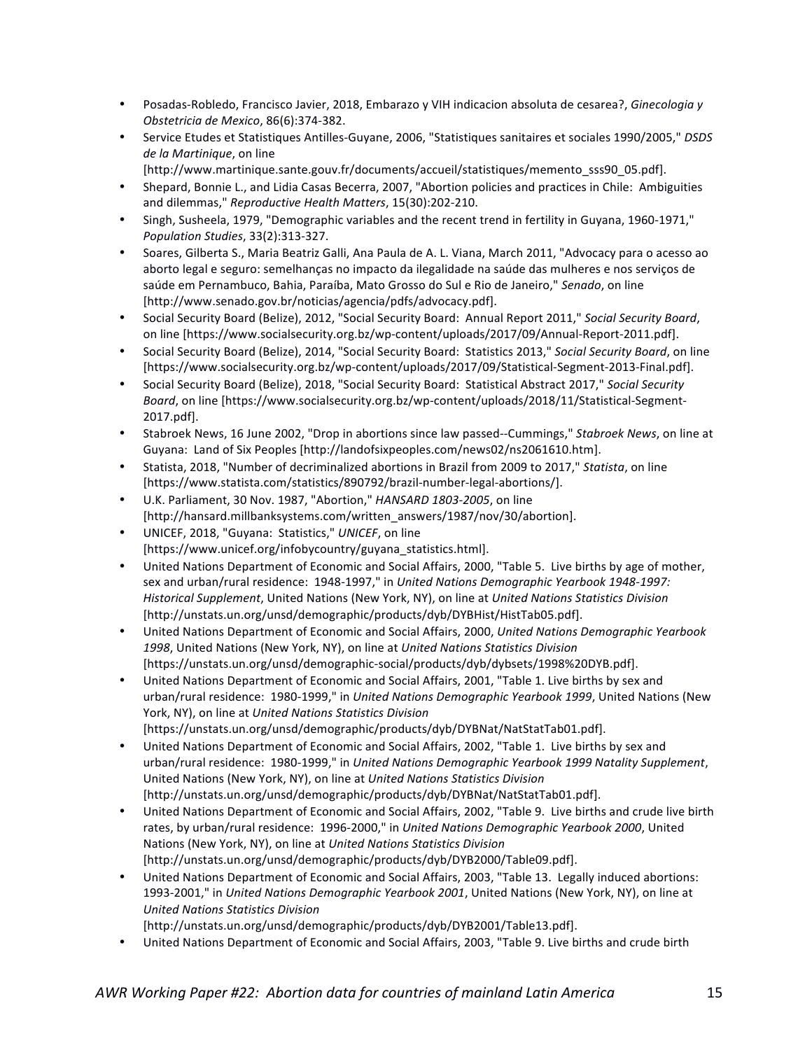- Posadas-Robledo, Francisco Javier, 2018, Embarazo y VIH indicacion absoluta de cesarea?, *Ginecologia y Obstetricia de Mexico*, 86(6):374-382.
- Service Etudes et Statistiques Antilles-Guyane, 2006, "Statistiques sanitaires et sociales 1990/2005," *DSDS de la Martinique*, on line [http://www.martinique.sante.gouv.fr/documents/accueil/statistiques/memento_sss90_05.pdf].
- Shepard, Bonnie L., and Lidia Casas Becerra, 2007, "Abortion policies and practices in Chile: Ambiguities and dilemmas," *Reproductive Health Matters*, 15(30):202-210.
- Singh, Susheela, 1979, "Demographic variables and the recent trend in fertility in Guyana, 1960-1971," *Population Studies*, 33(2):313-327.
- Soares, Gilberta S., Maria Beatriz Galli, Ana Paula de A. L. Viana, March 2011, "Advocacy para o acesso ao aborto legal e seguro: semelhanças no impacto da ilegalidade na saúde das mulheres e nos serviços de saúde em Pernambuco, Bahia, Paraíba, Mato Grosso do Sul e Rio de Janeiro," *Senado*, on line [http://www.senado.gov.br/noticias/agencia/pdfs/advocacy.pdf].
- Social Security Board (Belize), 2012, "Social Security Board: Annual Report 2011," *Social Security Board*, on line [https://www.socialsecurity.org.bz/wp-content/uploads/2017/09/Annual-Report-2011.pdf].
- Social Security Board (Belize), 2014, "Social Security Board: Statistics 2013," *Social Security Board*, on line [https://www.socialsecurity.org.bz/wp-content/uploads/2017/09/Statistical-Segment-2013-Final.pdf].
- Social Security Board (Belize), 2018, "Social Security Board: Statistical Abstract 2017," *Social Security Board*, on line [https://www.socialsecurity.org.bz/wp-content/uploads/2018/11/Statistical-Segment-2017.pdf].
- Stabroek News, 16 June 2002, "Drop in abortions since law passed--Cummings," *Stabroek News*, on line at Guyana: Land of Six Peoples [http://landofsixpeoples.com/news02/ns2061610.htm].
- Statista, 2018, "Number of decriminalized abortions in Brazil from 2009 to 2017," *Statista*, on line [https://www.statista.com/statistics/890792/brazil-number-legal-abortions/].
- U.K. Parliament, 30 Nov. 1987, "Abortion," *HANSARD 1803-2005*, on line [http://hansard.millbanksystems.com/written_answers/1987/nov/30/abortion].
- UNICEF, 2018, "Guyana: Statistics," *UNICEF*, on line [https://www.unicef.org/infobycountry/guyana_statistics.html].
- United Nations Department of Economic and Social Affairs, 2000, "Table 5. Live births by age of mother, sex and urban/rural residence: 1948-1997," in *United Nations Demographic Yearbook 1948-1997: Historical Supplement*, United Nations (New York, NY), on line at *United Nations Statistics Division* [http://unstats.un.org/unsd/demographic/products/dyb/DYBHist/HistTab05.pdf].
- United Nations Department of Economic and Social Affairs, 2000, *United Nations Demographic Yearbook 1998*, United Nations (New York, NY), on line at *United Nations Statistics Division* [https://unstats.un.org/unsd/demographic-social/products/dyb/dybsets/1998%20DYB.pdf].
- United Nations Department of Economic and Social Affairs, 2001, "Table 1. Live births by sex and urban/rural residence: 1980-1999," in *United Nations Demographic Yearbook 1999*, United Nations (New York, NY), on line at *United Nations Statistics Division* [https://unstats.un.org/unsd/demographic/products/dyb/DYBNat/NatStatTab01.pdf].
- United Nations Department of Economic and Social Affairs, 2002, "Table 1. Live births by sex and urban/rural residence: 1980-1999," in *United Nations Demographic Yearbook 1999 Natality Supplement*, United Nations (New York, NY), on line at *United Nations Statistics Division* [http://unstats.un.org/unsd/demographic/products/dyb/DYBNat/NatStatTab01.pdf].
- United Nations Department of Economic and Social Affairs, 2002, "Table 9. Live births and crude live birth rates, by urban/rural residence: 1996-2000," in *United Nations Demographic Yearbook 2000*, United Nations (New York, NY), on line at *United Nations Statistics Division* [http://unstats.un.org/unsd/demographic/products/dyb/DYB2000/Table09.pdf].
- United Nations Department of Economic and Social Affairs, 2003, "Table 13. Legally induced abortions: 1993-2001," in *United Nations Demographic Yearbook 2001*, United Nations (New York, NY), on line at *United Nations Statistics Division* [http://unstats.un.org/unsd/demographic/products/dyb/DYB2001/Table13.pdf].
- United Nations Department of Economic and Social Affairs, 2003, "Table 9. Live births and crude birth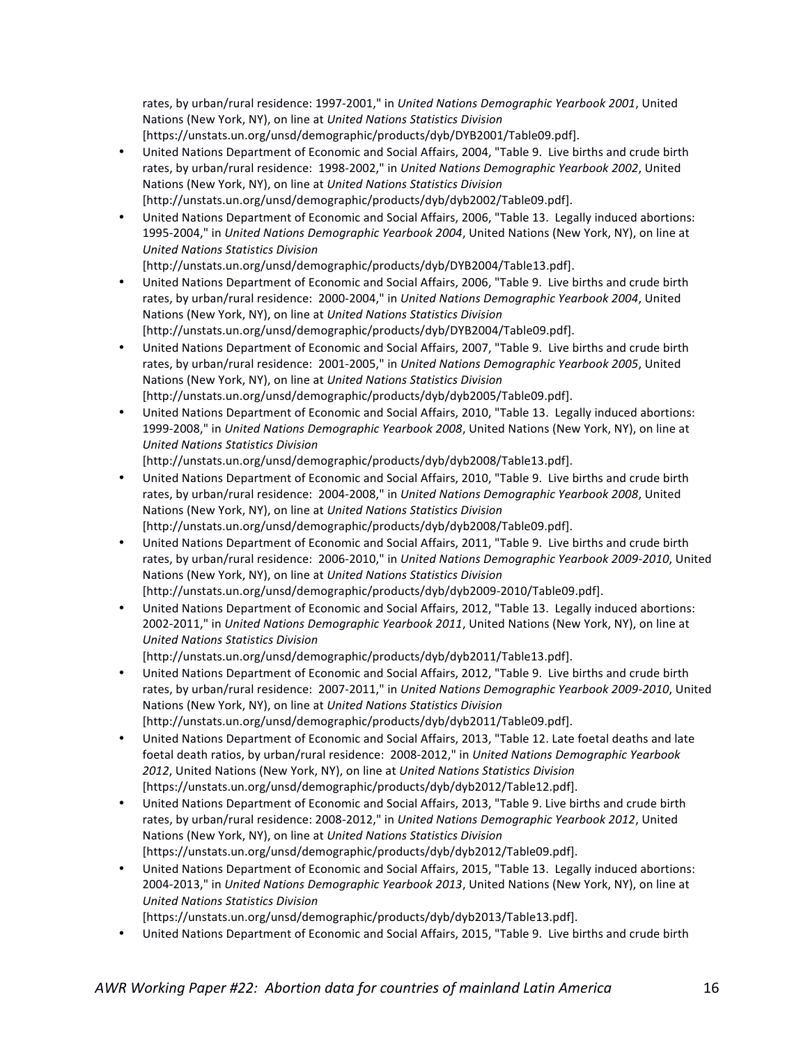rates, by urban/rural residence: 1997-2001," in *United Nations Demographic Yearbook 2001*, United Nations (New York, NY), on line at *United Nations Statistics Division* [https://unstats.un.org/unsd/demographic/products/dyb/DYB2001/Table09.pdf].

- United Nations Department of Economic and Social Affairs, 2004, "Table 9. Live births and crude birth rates, by urban/rural residence: 1998-2002," in *United Nations Demographic Yearbook 2002*, United Nations (New York, NY), on line at *United Nations Statistics Division* [http://unstats.un.org/unsd/demographic/products/dyb/dyb2002/Table09.pdf].
- United Nations Department of Economic and Social Affairs, 2006, "Table 13. Legally induced abortions: 1995-2004," in *United Nations Demographic Yearbook 2004*, United Nations (New York, NY), on line at *United Nations Statistics Division* [http://unstats.un.org/unsd/demographic/products/dyb/DYB2004/Table13.pdf].
- United Nations Department of Economic and Social Affairs, 2006, "Table 9. Live births and crude birth rates, by urban/rural residence: 2000-2004," in *United Nations Demographic Yearbook 2004*, United Nations (New York, NY), on line at *United Nations Statistics Division* [http://unstats.un.org/unsd/demographic/products/dyb/DYB2004/Table09.pdf].
- United Nations Department of Economic and Social Affairs, 2007, "Table 9. Live births and crude birth rates, by urban/rural residence: 2001-2005," in *United Nations Demographic Yearbook 2005*, United Nations (New York, NY), on line at *United Nations Statistics Division* [http://unstats.un.org/unsd/demographic/products/dyb/dyb2005/Table09.pdf].
- United Nations Department of Economic and Social Affairs, 2010, "Table 13. Legally induced abortions: 1999-2008," in *United Nations Demographic Yearbook 2008*, United Nations (New York, NY), on line at *United Nations Statistics Division* [http://unstats.un.org/unsd/demographic/products/dyb/dyb2008/Table13.pdf].
- United Nations Department of Economic and Social Affairs, 2010, "Table 9. Live births and crude birth rates, by urban/rural residence: 2004-2008," in *United Nations Demographic Yearbook 2008*, United Nations (New York, NY), on line at *United Nations Statistics Division* [http://unstats.un.org/unsd/demographic/products/dyb/dyb2008/Table09.pdf].
- United Nations Department of Economic and Social Affairs, 2011, "Table 9. Live births and crude birth rates, by urban/rural residence: 2006-2010," in *United Nations Demographic Yearbook 2009-2010*, United Nations (New York, NY), on line at *United Nations Statistics Division* [http://unstats.un.org/unsd/demographic/products/dyb/dyb2009-2010/Table09.pdf].
- United Nations Department of Economic and Social Affairs, 2012, "Table 13. Legally induced abortions: 2002-2011," in *United Nations Demographic Yearbook 2011*, United Nations (New York, NY), on line at *United Nations Statistics Division* [http://unstats.un.org/unsd/demographic/products/dyb/dyb2011/Table13.pdf].
- United Nations Department of Economic and Social Affairs, 2012, "Table 9. Live births and crude birth rates, by urban/rural residence: 2007-2011," in *United Nations Demographic Yearbook 2009-2010*, United Nations (New York, NY), on line at *United Nations Statistics Division* [http://unstats.un.org/unsd/demographic/products/dyb/dyb2011/Table09.pdf].
- United Nations Department of Economic and Social Affairs, 2013, "Table 12. Late foetal deaths and late foetal death ratios, by urban/rural residence: 2008-2012," in *United Nations Demographic Yearbook 2012*, United Nations (New York, NY), on line at *United Nations Statistics Division* [https://unstats.un.org/unsd/demographic/products/dyb/dyb2012/Table12.pdf].
- United Nations Department of Economic and Social Affairs, 2013, "Table 9. Live births and crude birth rates, by urban/rural residence: 2008-2012," in *United Nations Demographic Yearbook 2012*, United Nations (New York, NY), on line at *United Nations Statistics Division* [https://unstats.un.org/unsd/demographic/products/dyb/dyb2012/Table09.pdf].
- United Nations Department of Economic and Social Affairs, 2015, "Table 13. Legally induced abortions: 2004-2013," in *United Nations Demographic Yearbook 2013*, United Nations (New York, NY), on line at *United Nations Statistics Division* [https://unstats.un.org/unsd/demographic/products/dyb/dyb2013/Table13.pdf].
- United Nations Department of Economic and Social Affairs, 2015, "Table 9. Live births and crude birth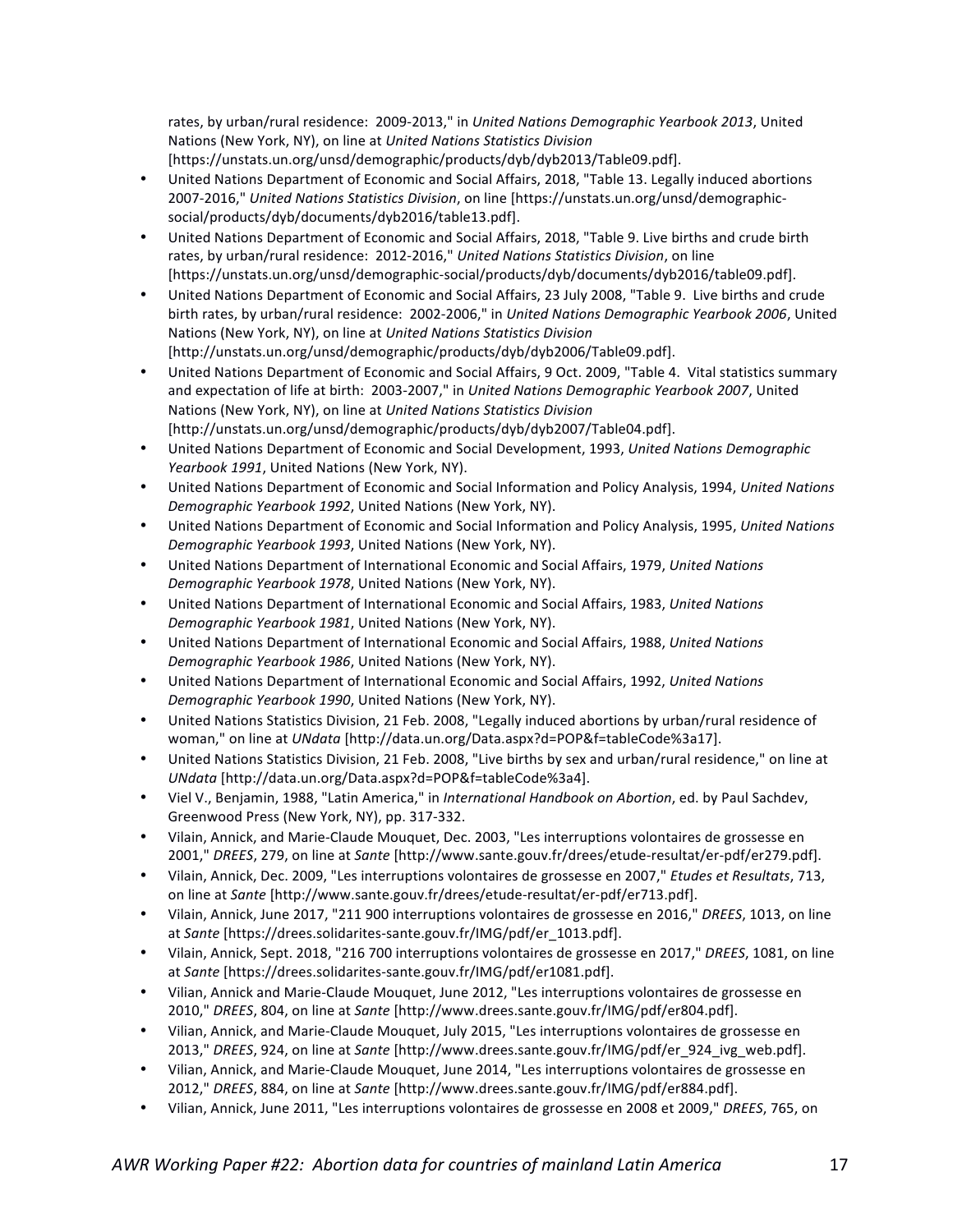rates, by urban/rural residence: 2009-2013," in *United Nations Demographic Yearbook 2013*, United Nations (New York, NY), on line at *United Nations Statistics Division* [https://unstats.un.org/unsd/demographic/products/dyb/dyb2013/Table09.pdf].

- United Nations Department of Economic and Social Affairs, 2018, "Table 13. Legally induced abortions 2007-2016," *United Nations Statistics Division*, on line [https://unstats.un.org/unsd/demographic-social/products/dyb/documents/dyb2016/table13.pdf].
- United Nations Department of Economic and Social Affairs, 2018, "Table 9. Live births and crude birth rates, by urban/rural residence: 2012-2016," *United Nations Statistics Division*, on line [https://unstats.un.org/unsd/demographic-social/products/dyb/documents/dyb2016/table09.pdf].
- United Nations Department of Economic and Social Affairs, 23 July 2008, "Table 9. Live births and crude birth rates, by urban/rural residence: 2002-2006," in *United Nations Demographic Yearbook 2006*, United Nations (New York, NY), on line at *United Nations Statistics Division* [http://unstats.un.org/unsd/demographic/products/dyb/dyb2006/Table09.pdf].
- United Nations Department of Economic and Social Affairs, 9 Oct. 2009, "Table 4. Vital statistics summary and expectation of life at birth: 2003-2007," in *United Nations Demographic Yearbook 2007*, United Nations (New York, NY), on line at *United Nations Statistics Division* [http://unstats.un.org/unsd/demographic/products/dyb/dyb2007/Table04.pdf].
- United Nations Department of Economic and Social Development, 1993, *United Nations Demographic Yearbook 1991*, United Nations (New York, NY).
- United Nations Department of Economic and Social Information and Policy Analysis, 1994, *United Nations Demographic Yearbook 1992*, United Nations (New York, NY).
- United Nations Department of Economic and Social Information and Policy Analysis, 1995, *United Nations Demographic Yearbook 1993*, United Nations (New York, NY).
- United Nations Department of International Economic and Social Affairs, 1979, *United Nations Demographic Yearbook 1978*, United Nations (New York, NY).
- United Nations Department of International Economic and Social Affairs, 1983, *United Nations Demographic Yearbook 1981*, United Nations (New York, NY).
- United Nations Department of International Economic and Social Affairs, 1988, *United Nations Demographic Yearbook 1986*, United Nations (New York, NY).
- United Nations Department of International Economic and Social Affairs, 1992, *United Nations Demographic Yearbook 1990*, United Nations (New York, NY).
- United Nations Statistics Division, 21 Feb. 2008, "Legally induced abortions by urban/rural residence of woman," on line at *UNdata* [http://data.un.org/Data.aspx?d=POP&f=tableCode%3a17].
- United Nations Statistics Division, 21 Feb. 2008, "Live births by sex and urban/rural residence," on line at *UNdata* [http://data.un.org/Data.aspx?d=POP&f=tableCode%3a4].
- Viel V., Benjamin, 1988, "Latin America," in *International Handbook on Abortion*, ed. by Paul Sachdev, Greenwood Press (New York, NY), pp. 317-332.
- Vilain, Annick, and Marie-Claude Mouquet, Dec. 2003, "Les interruptions volontaires de grossesse en 2001," *DREES*, 279, on line at *Sante* [http://www.sante.gouv.fr/drees/etude-resultat/er-pdf/er279.pdf].
- Vilain, Annick, Dec. 2009, "Les interruptions volontaires de grossesse en 2007," *Etudes et Resultats*, 713, on line at *Sante* [http://www.sante.gouv.fr/drees/etude-resultat/er-pdf/er713.pdf].
- Vilain, Annick, June 2017, "211 900 interruptions volontaires de grossesse en 2016," *DREES*, 1013, on line at *Sante* [https://drees.solidarites-sante.gouv.fr/IMG/pdf/er_1013.pdf].
- Vilain, Annick, Sept. 2018, "216 700 interruptions volontaires de grossesse en 2017," *DREES*, 1081, on line at *Sante* [https://drees.solidarites-sante.gouv.fr/IMG/pdf/er1081.pdf].
- Vilian, Annick and Marie-Claude Mouquet, June 2012, "Les interruptions volontaires de grossesse en 2010," *DREES*, 804, on line at *Sante* [http://www.drees.sante.gouv.fr/IMG/pdf/er804.pdf].
- Vilian, Annick, and Marie-Claude Mouquet, July 2015, "Les interruptions volontaires de grossesse en 2013," *DREES*, 924, on line at *Sante* [http://www.drees.sante.gouv.fr/IMG/pdf/er_924_ivg_web.pdf].
- Vilian, Annick, and Marie-Claude Mouquet, June 2014, "Les interruptions volontaires de grossesse en 2012," *DREES*, 884, on line at *Sante* [http://www.drees.sante.gouv.fr/IMG/pdf/er884.pdf].
- Vilian, Annick, June 2011, "Les interruptions volontaires de grossesse en 2008 et 2009," *DREES*, 765, on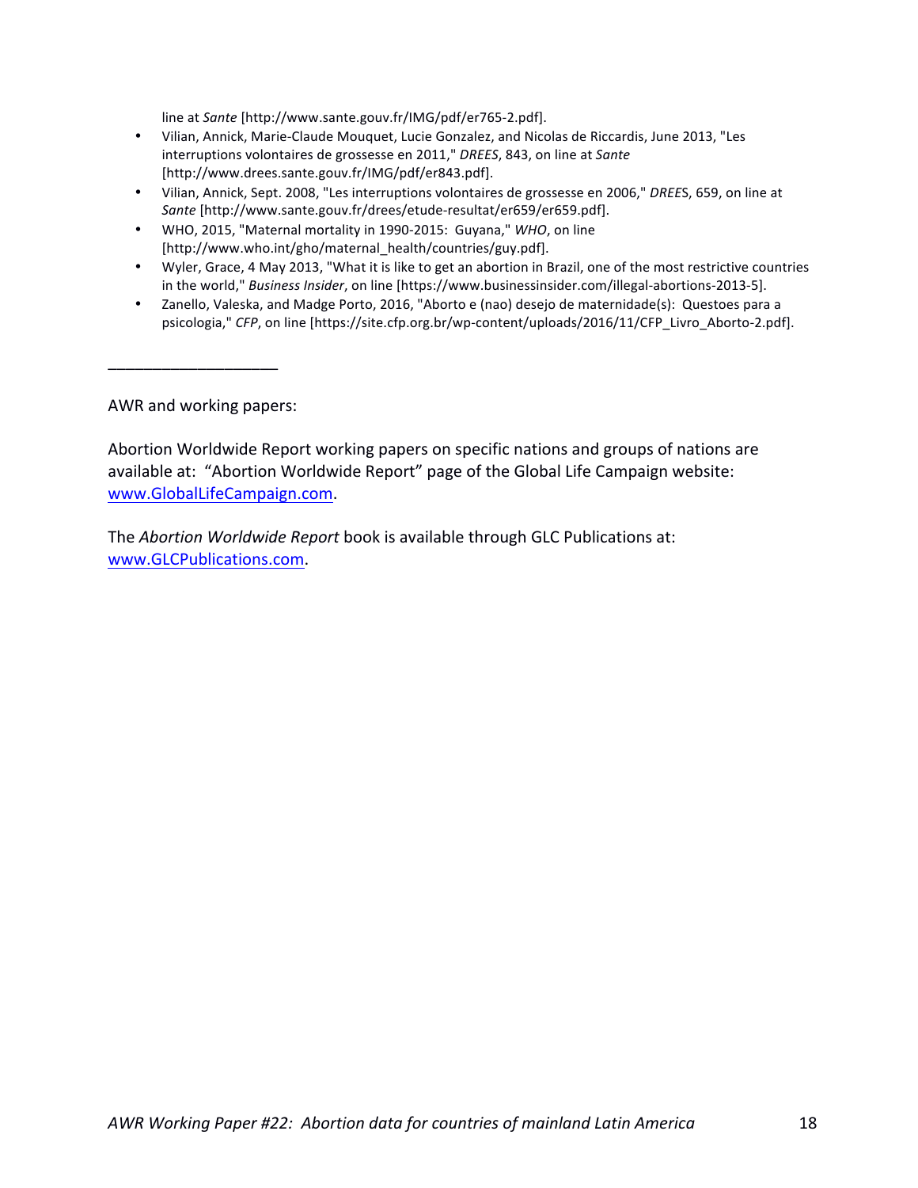line at *Sante* [http://www.sante.gouv.fr/IMG/pdf/er765-2.pdf].

- Vilian, Annick, Marie-Claude Mouquet, Lucie Gonzalez, and Nicolas de Riccardis, June 2013, "Les interruptions volontaires de grossesse en 2011," *DREES*, 843, on line at *Sante* [http://www.drees.sante.gouv.fr/IMG/pdf/er843.pdf].
- Vilian, Annick, Sept. 2008, "Les interruptions volontaires de grossesse en 2006," *DREE*S, 659, on line at *Sante* [http://www.sante.gouv.fr/drees/etude-resultat/er659/er659.pdf].
- WHO, 2015, "Maternal mortality in 1990-2015: Guyana," *WHO*, on line [http://www.who.int/gho/maternal_health/countries/guy.pdf].
- Wyler, Grace, 4 May 2013, "What it is like to get an abortion in Brazil, one of the most restrictive countries in the world," *Business Insider*, on line [https://www.businessinsider.com/illegal-abortions-2013-5].
- Zanello, Valeska, and Madge Porto, 2016, "Aborto e (nao) desejo de maternidade(s): Questoes para a psicologia," *CFP*, on line [https://site.cfp.org.br/wp-content/uploads/2016/11/CFP_Livro_Aborto-2.pdf].

____________________

AWR and working papers:

Abortion Worldwide Report working papers on specific nations and groups of nations are available at: "Abortion Worldwide Report" page of the Global Life Campaign website: www.GlobalLifeCampaign.com.

The *Abortion Worldwide Report* book is available through GLC Publications at: www.GLCPublications.com.